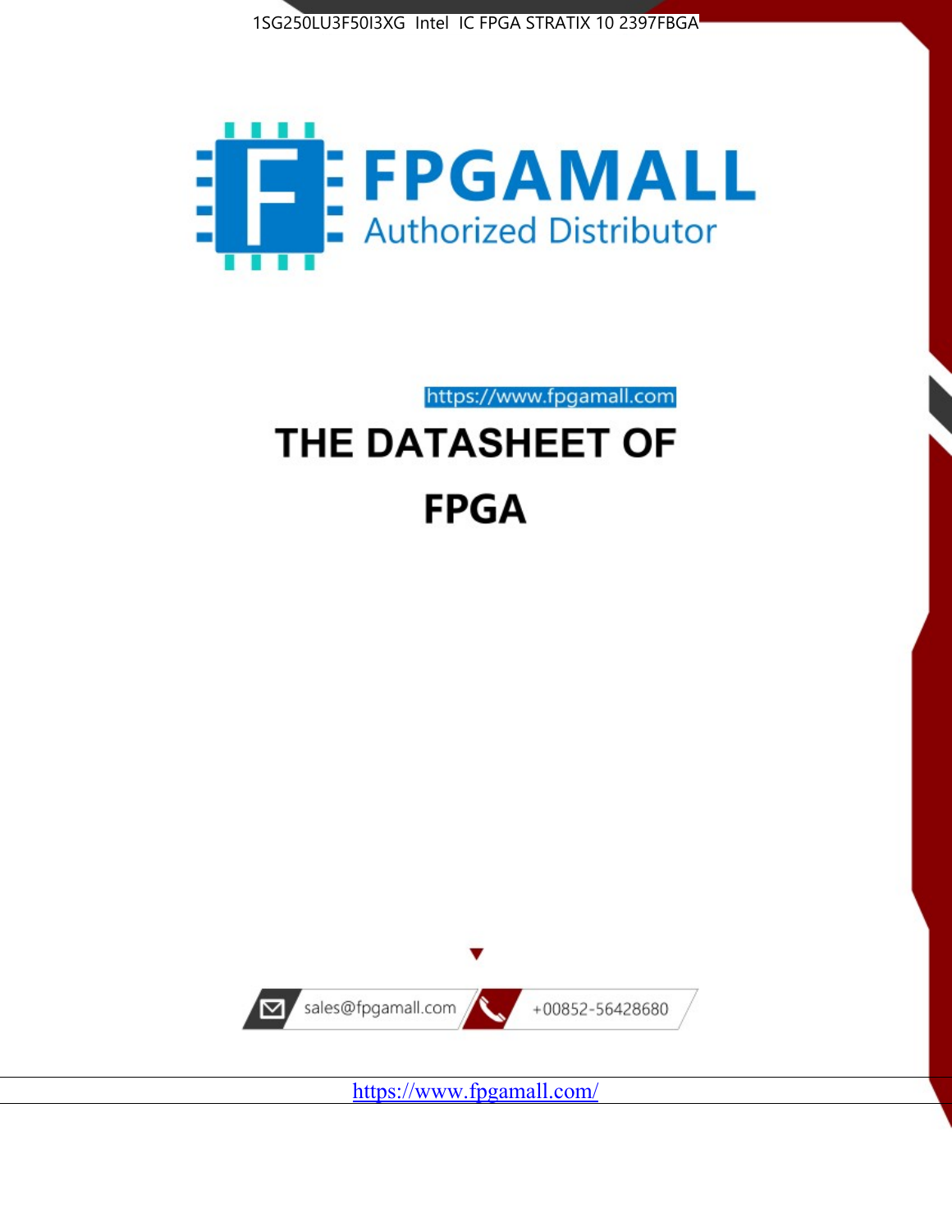1SG250LU3F50I3XG Intel IC FPGA STRATIX 10 2397FBGA

FPGAMALL

Authorized Distributor

https://www.fpgamall.com

# THE DATASHEET OF

# FPGA

sales@fpgamall.com

+00852-56428680

https://www.fpgamall.com/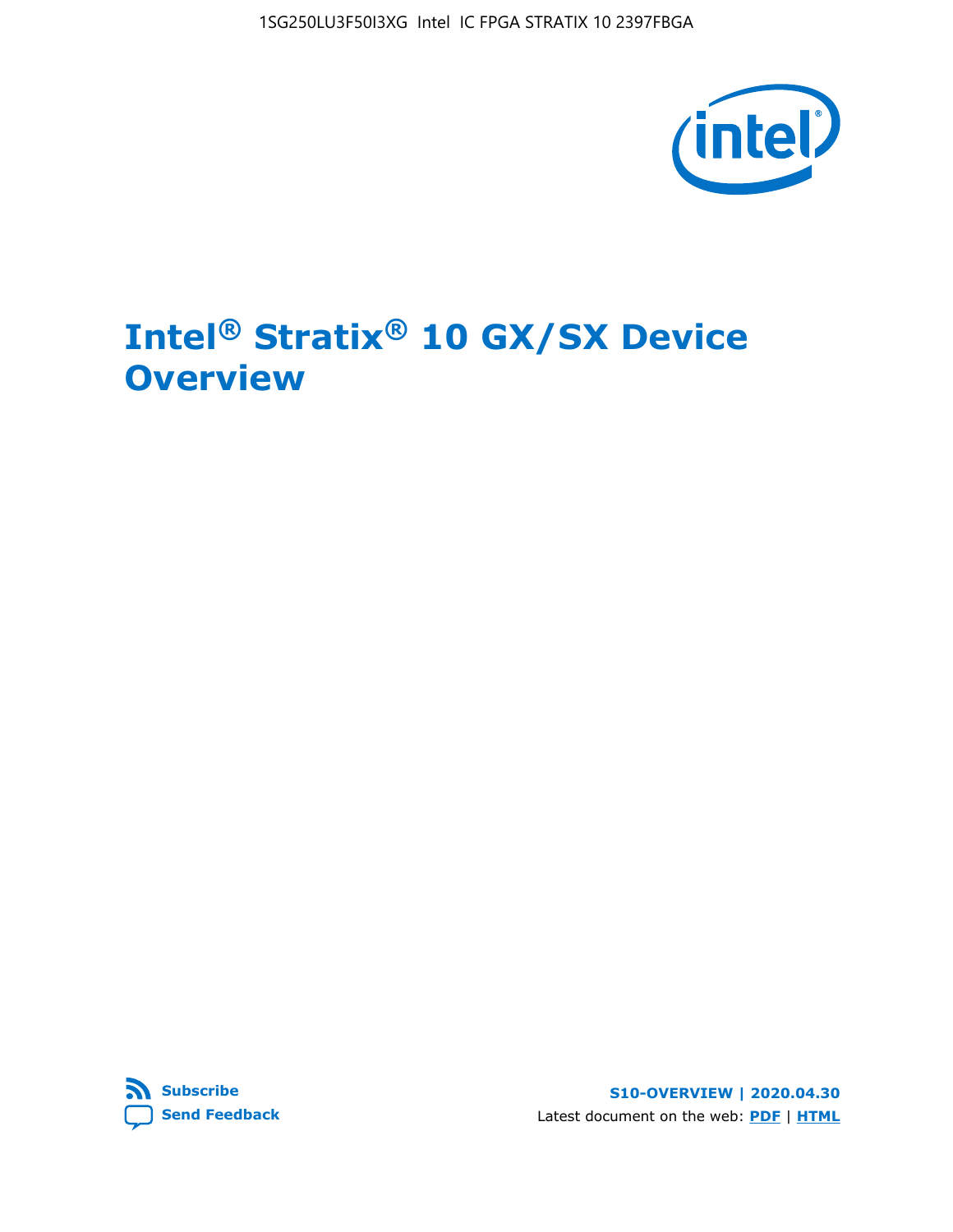# Intel® Stratix® 10 GX/SX Device Overview

Subscribe

Send Feedback

S10-OVERVIEW | 2020.04.30

Latest document on the web: PDF | HTML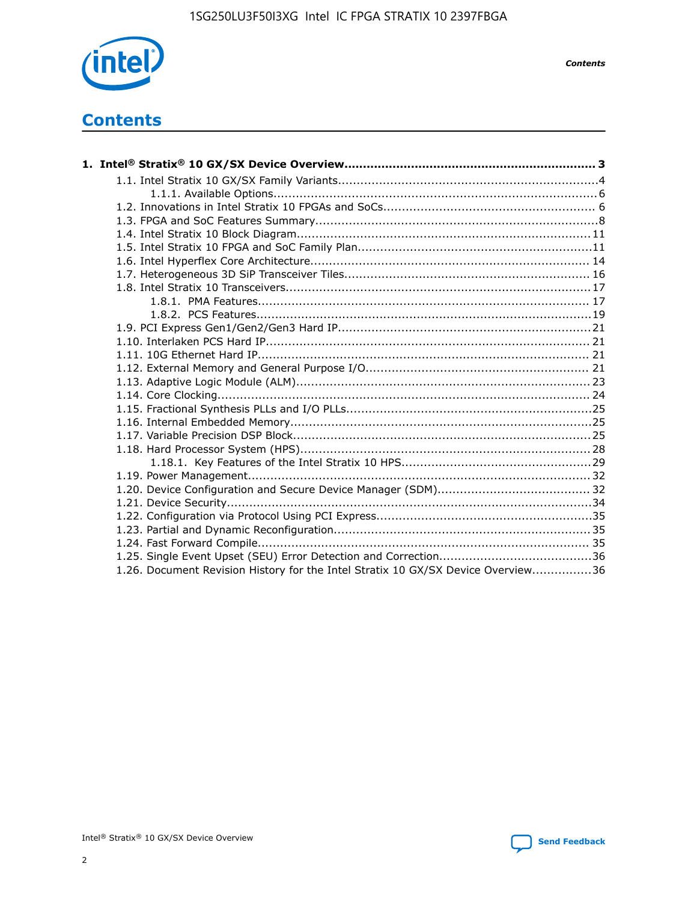# Contents

**1. Intel® Stratix® 10 GX/SX Device Overview................................................................... 3**

- 1.1. Intel Stratix 10 GX/SX Family Variants.....................................................................4
  - 1.1.1. Available Options......................................................................................6
- 1.2. Innovations in Intel Stratix 10 FPGAs and SoCs........................................................ 6
- 1.3. FPGA and SoC Features Summary...........................................................................8
- 1.4. Intel Stratix 10 Block Diagram.............................................................................. 11
- 1.5. Intel Stratix 10 FPGA and SoC Family Plan..............................................................11
- 1.6. Intel Hyperflex Core Architecture.......................................................................... 14
- 1.7. Heterogeneous 3D SiP Transceiver Tiles................................................................. 16
- 1.8. Intel Stratix 10 Transceivers................................................................................ 17
  - 1.8.1. PMA Features........................................................................................ 17
  - 1.8.2. PCS Features.........................................................................................19
- 1.9. PCI Express Gen1/Gen2/Gen3 Hard IP.................................................................. 21
- 1.10. Interlaken PCS Hard IP...................................................................................... 21
- 1.11. 10G Ethernet Hard IP........................................................................................ 21
- 1.12. External Memory and General Purpose I/O........................................................... 21
- 1.13. Adaptive Logic Module (ALM).............................................................................. 23
- 1.14. Core Clocking................................................................................................... 24
- 1.15. Fractional Synthesis PLLs and I/O PLLs.................................................................25
- 1.16. Internal Embedded Memory................................................................................25
- 1.17. Variable Precision DSP Block...............................................................................25
- 1.18. Hard Processor System (HPS).............................................................................28
  - 1.18.1. Key Features of the Intel Stratix 10 HPS..................................................29
- 1.19. Power Management.......................................................................................... 32
- 1.20. Device Configuration and Secure Device Manager (SDM)........................................ 32
- 1.21. Device Security.................................................................................................34
- 1.22. Configuration via Protocol Using PCI Express.........................................................35
- 1.23. Partial and Dynamic Reconfiguration....................................................................35
- 1.24. Fast Forward Compile........................................................................................ 35
- 1.25. Single Event Upset (SEU) Error Detection and Correction........................................36
- 1.26. Document Revision History for the Intel Stratix 10 GX/SX Device Overview................36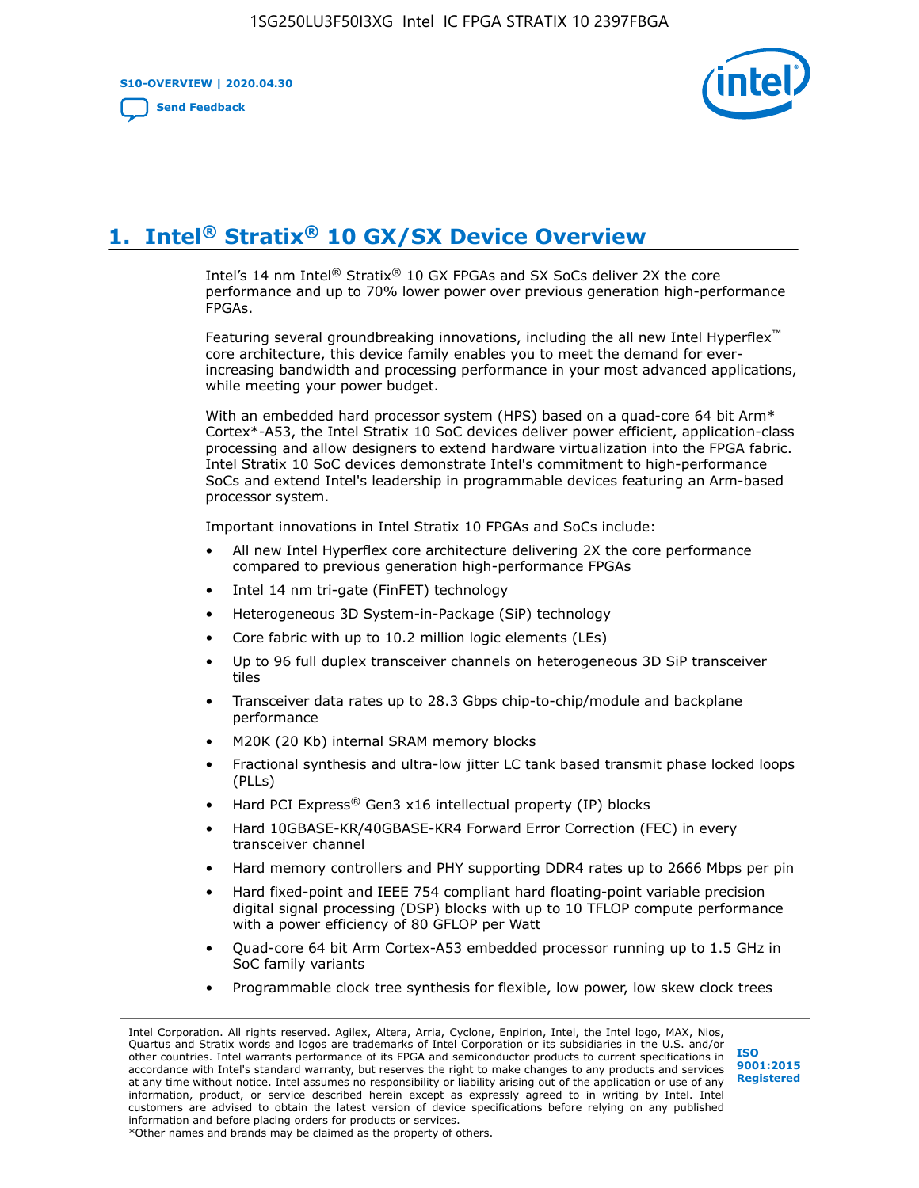# 1. Intel® Stratix® 10 GX/SX Device Overview

Intel's 14 nm Intel® Stratix® 10 GX FPGAs and SX SoCs deliver 2X the core performance and up to 70% lower power over previous generation high-performance FPGAs.

Featuring several groundbreaking innovations, including the all new Intel Hyperflex™ core architecture, this device family enables you to meet the demand for ever-increasing bandwidth and processing performance in your most advanced applications, while meeting your power budget.

With an embedded hard processor system (HPS) based on a quad-core 64 bit Arm* Cortex*-A53, the Intel Stratix 10 SoC devices deliver power efficient, application-class processing and allow designers to extend hardware virtualization into the FPGA fabric. Intel Stratix 10 SoC devices demonstrate Intel's commitment to high-performance SoCs and extend Intel's leadership in programmable devices featuring an Arm-based processor system.

Important innovations in Intel Stratix 10 FPGAs and SoCs include:

- All new Intel Hyperflex core architecture delivering 2X the core performance compared to previous generation high-performance FPGAs
- Intel 14 nm tri-gate (FinFET) technology
- Heterogeneous 3D System-in-Package (SiP) technology
- Core fabric with up to 10.2 million logic elements (LEs)
- Up to 96 full duplex transceiver channels on heterogeneous 3D SiP transceiver tiles
- Transceiver data rates up to 28.3 Gbps chip-to-chip/module and backplane performance
- M20K (20 Kb) internal SRAM memory blocks
- Fractional synthesis and ultra-low jitter LC tank based transmit phase locked loops (PLLs)
- Hard PCI Express® Gen3 x16 intellectual property (IP) blocks
- Hard 10GBASE-KR/40GBASE-KR4 Forward Error Correction (FEC) in every transceiver channel
- Hard memory controllers and PHY supporting DDR4 rates up to 2666 Mbps per pin
- Hard fixed-point and IEEE 754 compliant hard floating-point variable precision digital signal processing (DSP) blocks with up to 10 TFLOP compute performance with a power efficiency of 80 GFLOP per Watt
- Quad-core 64 bit Arm Cortex-A53 embedded processor running up to 1.5 GHz in SoC family variants
- Programmable clock tree synthesis for flexible, low power, low skew clock trees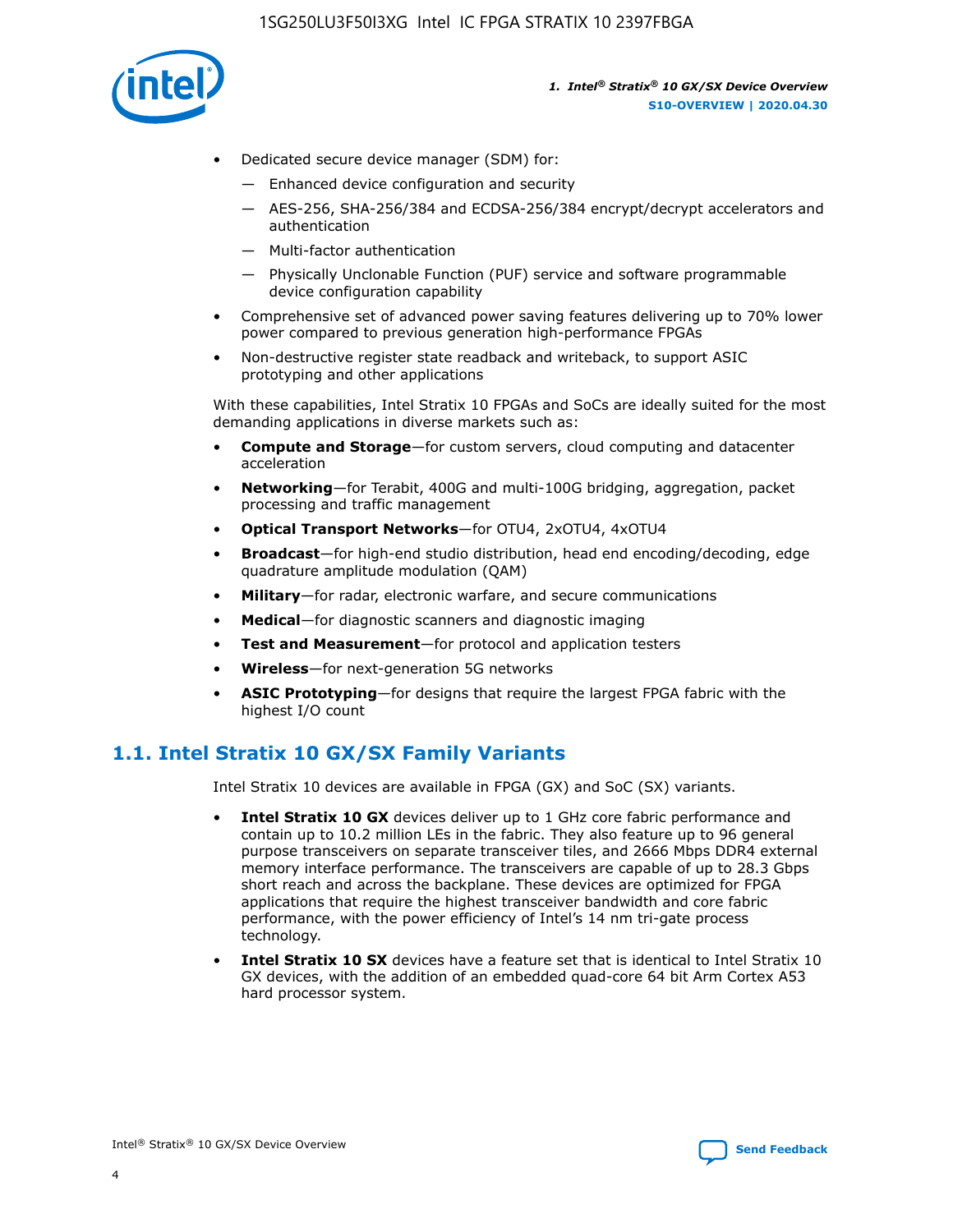- Dedicated secure device manager (SDM) for:
  - — Enhanced device configuration and security
  - — AES-256, SHA-256/384 and ECDSA-256/384 encrypt/decrypt accelerators and authentication
  - — Multi-factor authentication
  - — Physically Unclonable Function (PUF) service and software programmable device configuration capability
- Comprehensive set of advanced power saving features delivering up to 70% lower power compared to previous generation high-performance FPGAs
- Non-destructive register state readback and writeback, to support ASIC prototyping and other applications

With these capabilities, Intel Stratix 10 FPGAs and SoCs are ideally suited for the most demanding applications in diverse markets such as:

- **Compute and Storage**—for custom servers, cloud computing and datacenter acceleration
- **Networking**—for Terabit, 400G and multi-100G bridging, aggregation, packet processing and traffic management
- **Optical Transport Networks**—for OTU4, 2xOTU4, 4xOTU4
- **Broadcast**—for high-end studio distribution, head end encoding/decoding, edge quadrature amplitude modulation (QAM)
- **Military**—for radar, electronic warfare, and secure communications
- **Medical**—for diagnostic scanners and diagnostic imaging
- **Test and Measurement**—for protocol and application testers
- **Wireless**—for next-generation 5G networks
- **ASIC Prototyping**—for designs that require the largest FPGA fabric with the highest I/O count

## 1.1. Intel Stratix 10 GX/SX Family Variants

Intel Stratix 10 devices are available in FPGA (GX) and SoC (SX) variants.

- **Intel Stratix 10 GX** devices deliver up to 1 GHz core fabric performance and contain up to 10.2 million LEs in the fabric. They also feature up to 96 general purpose transceivers on separate transceiver tiles, and 2666 Mbps DDR4 external memory interface performance. The transceivers are capable of up to 28.3 Gbps short reach and across the backplane. These devices are optimized for FPGA applications that require the highest transceiver bandwidth and core fabric performance, with the power efficiency of Intel's 14 nm tri-gate process technology.
- **Intel Stratix 10 SX** devices have a feature set that is identical to Intel Stratix 10 GX devices, with the addition of an embedded quad-core 64 bit Arm Cortex A53 hard processor system.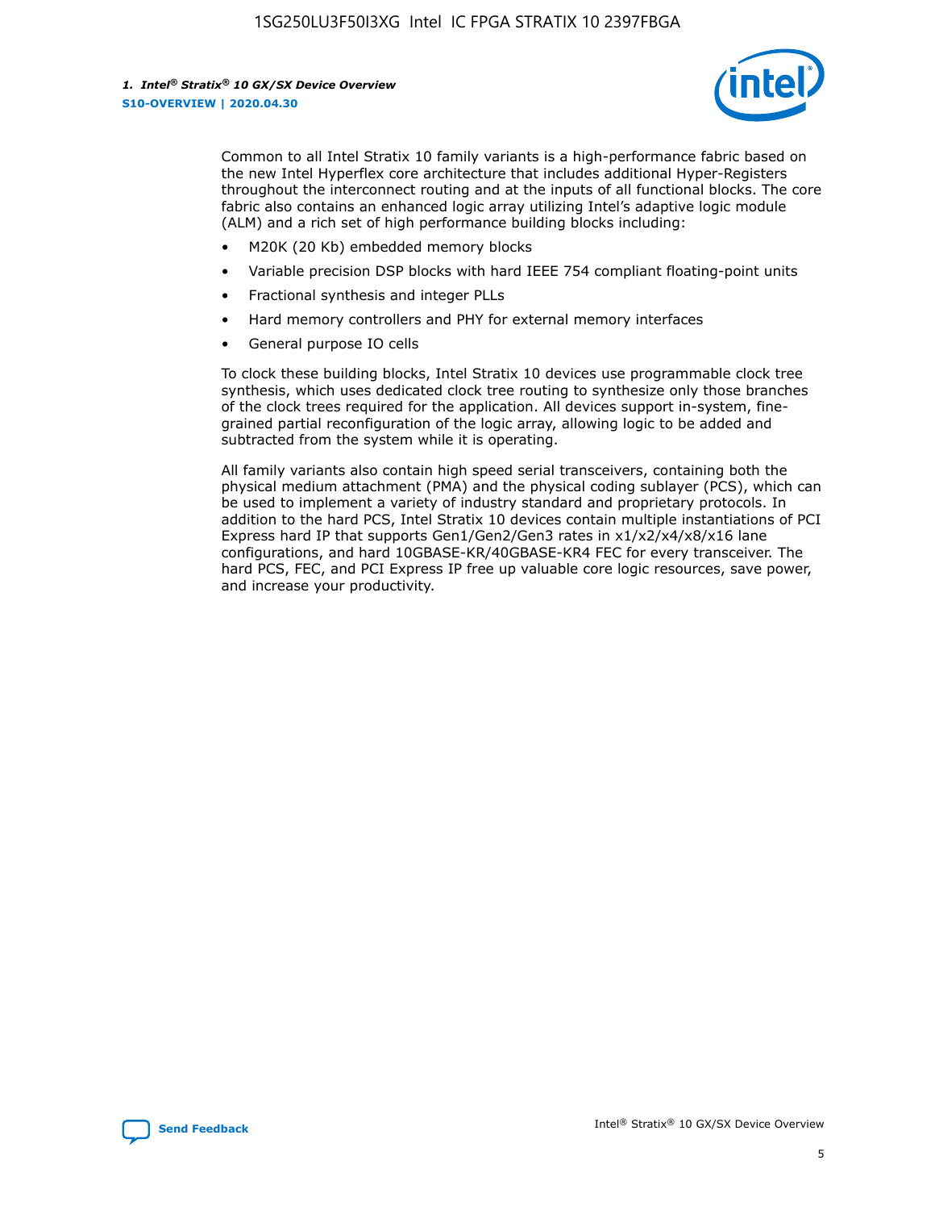Common to all Intel Stratix 10 family variants is a high-performance fabric based on the new Intel Hyperflex core architecture that includes additional Hyper-Registers throughout the interconnect routing and at the inputs of all functional blocks. The core fabric also contains an enhanced logic array utilizing Intel's adaptive logic module (ALM) and a rich set of high performance building blocks including:

- M20K (20 Kb) embedded memory blocks
- Variable precision DSP blocks with hard IEEE 754 compliant floating-point units
- Fractional synthesis and integer PLLs
- Hard memory controllers and PHY for external memory interfaces
- General purpose IO cells

To clock these building blocks, Intel Stratix 10 devices use programmable clock tree synthesis, which uses dedicated clock tree routing to synthesize only those branches of the clock trees required for the application. All devices support in-system, fine-grained partial reconfiguration of the logic array, allowing logic to be added and subtracted from the system while it is operating.

All family variants also contain high speed serial transceivers, containing both the physical medium attachment (PMA) and the physical coding sublayer (PCS), which can be used to implement a variety of industry standard and proprietary protocols. In addition to the hard PCS, Intel Stratix 10 devices contain multiple instantiations of PCI Express hard IP that supports Gen1/Gen2/Gen3 rates in x1/x2/x4/x8/x16 lane configurations, and hard 10GBASE-KR/40GBASE-KR4 FEC for every transceiver. The hard PCS, FEC, and PCI Express IP free up valuable core logic resources, save power, and increase your productivity.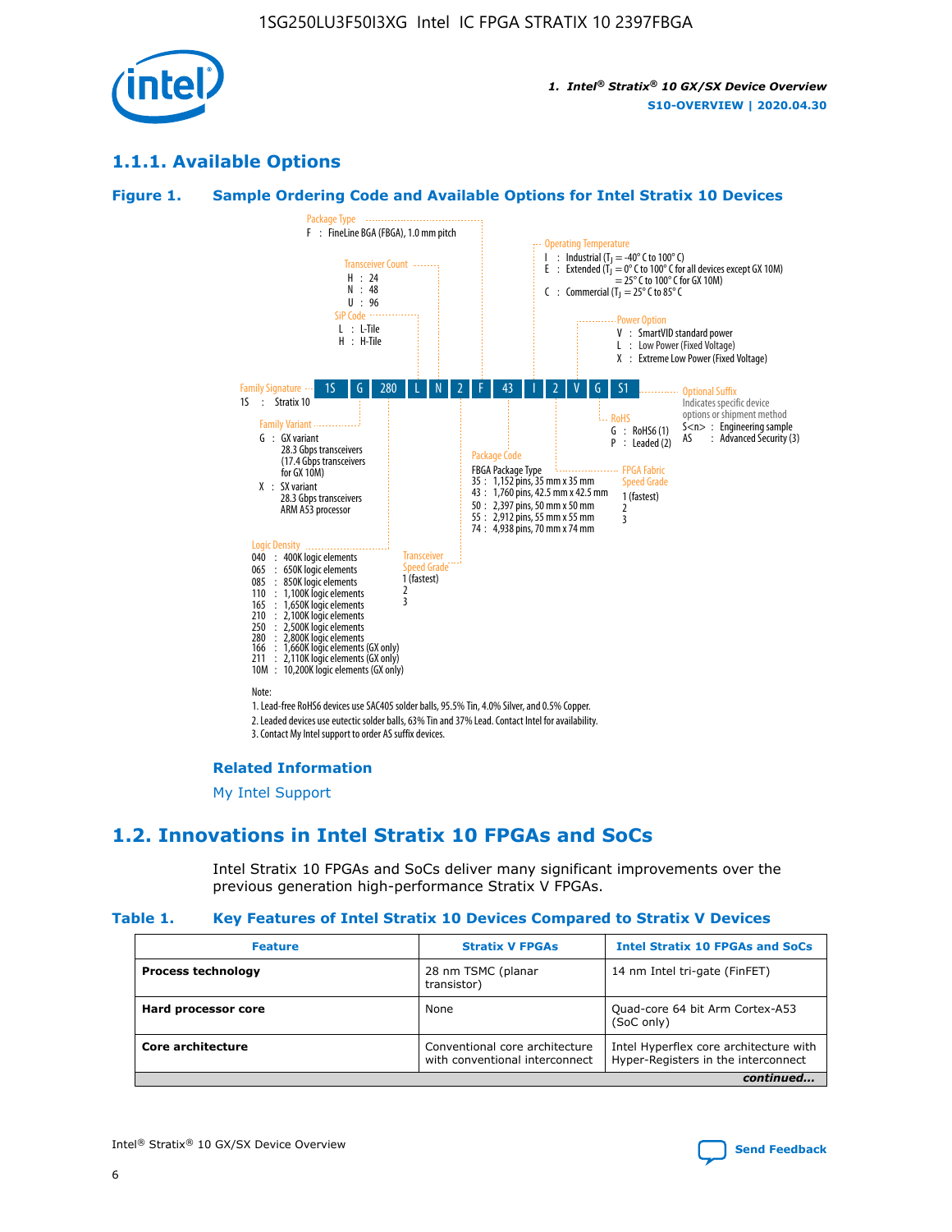## 1.1.1. Available Options

### Figure 1. Sample Ordering Code and Available Options for Intel Stratix 10 Devices

1S G 280 L N 2 F 43 I 2 V G S1

**Family Signature**
- 1S : Stratix 10

**Family Variant**
- G : GX variant
  - 28.3 Gbps transceivers
  - (17.4 Gbps transceivers for GX 10M)
- X : SX variant
  - 28.3 Gbps transceivers
  - ARM A53 processor

**Logic Density**
- 040 : 400K logic elements
- 065 : 650K logic elements
- 085 : 850K logic elements
- 110 : 1,100K logic elements
- 165 : 1,650K logic elements
- 210 : 2,100K logic elements
- 250 : 2,500K logic elements
- 280 : 2,800K logic elements
- 166 : 1,660K logic elements (GX only)
- 211 : 2,110K logic elements (GX only)
- 10M : 10,200K logic elements (GX only)

**SiP Code**
- L : L-Tile
- H : H-Tile

**Transceiver Count**
- H : 24
- N : 48
- U : 96

**Transceiver Speed Grade**
- 1 (fastest)
- 2
- 3

**Package Type**
- F : FineLine BGA (FBGA), 1.0 mm pitch

**Package Code**
FBGA Package Type
- 35 : 1,152 pins, 35 mm x 35 mm
- 43 : 1,760 pins, 42.5 mm x 42.5 mm
- 50 : 2,397 pins, 50 mm x 50 mm
- 55 : 2,912 pins, 55 mm x 55 mm
- 74 : 4,938 pins, 70 mm x 74 mm

**Operating Temperature**
- I : Industrial ($T_J$ = -40° C to 100° C)
- E : Extended ($T_J$ = 0° C to 100° C for all devices except GX 10M) = 25° C to 100° C for GX 10M)
- C : Commercial ($T_J$ = 25° C to 85° C

**FPGA Fabric Speed Grade**
- 1 (fastest)
- 2
- 3

**Power Option**
- V : SmartVID standard power
- L : Low Power (Fixed Voltage)
- X : Extreme Low Power (Fixed Voltage)

**RoHS**
- G : RoHS6 (1)
- P : Leaded (2)

**Optional Suffix**
Indicates specific device options or shipment method
- S<n> : Engineering sample
- AS : Advanced Security (3)

Note:
1. Lead-free RoHS6 devices use SAC405 solder balls, 95.5% Tin, 4.0% Silver, and 0.5% Copper.
2. Leaded devices use eutectic solder balls, 63% Tin and 37% Lead. Contact Intel for availability.
3. Contact My Intel support to order AS suffix devices.

#### Related Information

My Intel Support

## 1.2. Innovations in Intel Stratix 10 FPGAs and SoCs

Intel Stratix 10 FPGAs and SoCs deliver many significant improvements over the previous generation high-performance Stratix V FPGAs.

### Table 1. Key Features of Intel Stratix 10 Devices Compared to Stratix V Devices

| Feature | Stratix V FPGAs | Intel Stratix 10 FPGAs and SoCs |
|---|---|---|
| **Process technology** | 28 nm TSMC (planar transistor) | 14 nm Intel tri-gate (FinFET) |
| **Hard processor core** | None | Quad-core 64 bit Arm Cortex-A53 (SoC only) |
| **Core architecture** | Conventional core architecture with conventional interconnect | Intel Hyperflex core architecture with Hyper-Registers in the interconnect |

*continued...*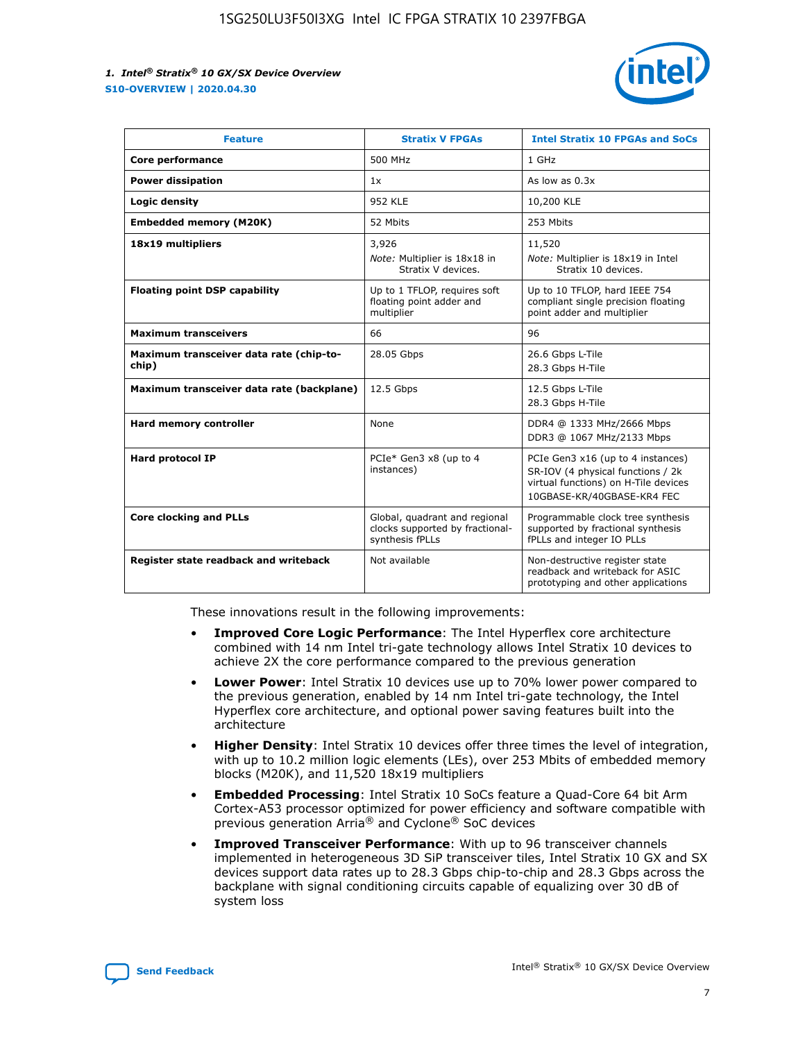| Feature | Stratix V FPGAs | Intel Stratix 10 FPGAs and SoCs |
| --- | --- | --- |
| **Core performance** | 500 MHz | 1 GHz |
| **Power dissipation** | 1x | As low as 0.3x |
| **Logic density** | 952 KLE | 10,200 KLE |
| **Embedded memory (M20K)** | 52 Mbits | 253 Mbits |
| **18x19 multipliers** | 3,926<br>*Note:* Multiplier is 18x18 in Stratix V devices. | 11,520<br>*Note:* Multiplier is 18x19 in Intel Stratix 10 devices. |
| **Floating point DSP capability** | Up to 1 TFLOP, requires soft floating point adder and multiplier | Up to 10 TFLOP, hard IEEE 754 compliant single precision floating point adder and multiplier |
| **Maximum transceivers** | 66 | 96 |
| **Maximum transceiver data rate (chip-to-chip)** | 28.05 Gbps | 26.6 Gbps L-Tile<br>28.3 Gbps H-Tile |
| **Maximum transceiver data rate (backplane)** | 12.5 Gbps | 12.5 Gbps L-Tile<br>28.3 Gbps H-Tile |
| **Hard memory controller** | None | DDR4 @ 1333 MHz/2666 Mbps<br>DDR3 @ 1067 MHz/2133 Mbps |
| **Hard protocol IP** | PCIe* Gen3 x8 (up to 4 instances) | PCIe Gen3 x16 (up to 4 instances)<br>SR-IOV (4 physical functions / 2k virtual functions) on H-Tile devices<br>10GBASE-KR/40GBASE-KR4 FEC |
| **Core clocking and PLLs** | Global, quadrant and regional clocks supported by fractional-synthesis fPLLs | Programmable clock tree synthesis supported by fractional synthesis fPLLs and integer IO PLLs |
| **Register state readback and writeback** | Not available | Non-destructive register state readback and writeback for ASIC prototyping and other applications |

These innovations result in the following improvements:

- **Improved Core Logic Performance**: The Intel Hyperflex core architecture combined with 14 nm Intel tri-gate technology allows Intel Stratix 10 devices to achieve 2X the core performance compared to the previous generation
- **Lower Power**: Intel Stratix 10 devices use up to 70% lower power compared to the previous generation, enabled by 14 nm Intel tri-gate technology, the Intel Hyperflex core architecture, and optional power saving features built into the architecture
- **Higher Density**: Intel Stratix 10 devices offer three times the level of integration, with up to 10.2 million logic elements (LEs), over 253 Mbits of embedded memory blocks (M20K), and 11,520 18x19 multipliers
- **Embedded Processing**: Intel Stratix 10 SoCs feature a Quad-Core 64 bit Arm Cortex-A53 processor optimized for power efficiency and software compatible with previous generation Arria® and Cyclone® SoC devices
- **Improved Transceiver Performance**: With up to 96 transceiver channels implemented in heterogeneous 3D SiP transceiver tiles, Intel Stratix 10 GX and SX devices support data rates up to 28.3 Gbps chip-to-chip and 28.3 Gbps across the backplane with signal conditioning circuits capable of equalizing over 30 dB of system loss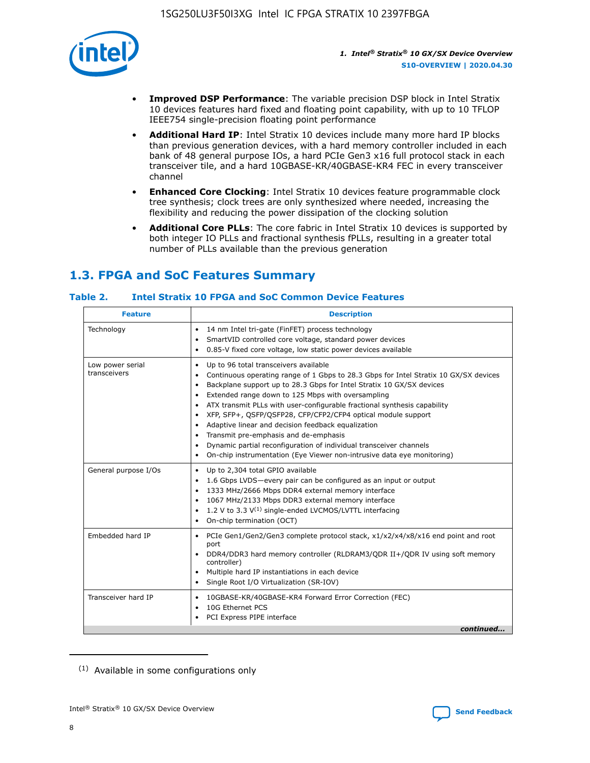- **Improved DSP Performance**: The variable precision DSP block in Intel Stratix 10 devices features hard fixed and floating point capability, with up to 10 TFLOP IEEE754 single-precision floating point performance
- **Additional Hard IP**: Intel Stratix 10 devices include many more hard IP blocks than previous generation devices, with a hard memory controller included in each bank of 48 general purpose IOs, a hard PCIe Gen3 x16 full protocol stack in each transceiver tile, and a hard 10GBASE-KR/40GBASE-KR4 FEC in every transceiver channel
- **Enhanced Core Clocking**: Intel Stratix 10 devices feature programmable clock tree synthesis; clock trees are only synthesized where needed, increasing the flexibility and reducing the power dissipation of the clocking solution
- **Additional Core PLLs**: The core fabric in Intel Stratix 10 devices is supported by both integer IO PLLs and fractional synthesis fPLLs, resulting in a greater total number of PLLs available than the previous generation

## 1.3. FPGA and SoC Features Summary

### Table 2. Intel Stratix 10 FPGA and SoC Common Device Features

| Feature | Description |
| --- | --- |
| Technology | • 14 nm Intel tri-gate (FinFET) process technology<br>• SmartVID controlled core voltage, standard power devices<br>• 0.85-V fixed core voltage, low static power devices available |
| Low power serial transceivers | • Up to 96 total transceivers available<br>• Continuous operating range of 1 Gbps to 28.3 Gbps for Intel Stratix 10 GX/SX devices<br>• Backplane support up to 28.3 Gbps for Intel Stratix 10 GX/SX devices<br>• Extended range down to 125 Mbps with oversampling<br>• ATX transmit PLLs with user-configurable fractional synthesis capability<br>• XFP, SFP+, QSFP/QSFP28, CFP/CFP2/CFP4 optical module support<br>• Adaptive linear and decision feedback equalization<br>• Transmit pre-emphasis and de-emphasis<br>• Dynamic partial reconfiguration of individual transceiver channels<br>• On-chip instrumentation (Eye Viewer non-intrusive data eye monitoring) |
| General purpose I/Os | • Up to 2,304 total GPIO available<br>• 1.6 Gbps LVDS—every pair can be configured as an input or output<br>• 1333 MHz/2666 Mbps DDR4 external memory interface<br>• 1067 MHz/2133 Mbps DDR3 external memory interface<br>• 1.2 V to 3.3 V[(1)] single-ended LVCMOS/LVTTL interfacing<br>• On-chip termination (OCT) |
| Embedded hard IP | • PCIe Gen1/Gen2/Gen3 complete protocol stack, x1/x2/x4/x8/x16 end point and root port<br>• DDR4/DDR3 hard memory controller (RLDRAM3/QDR II+/QDR IV using soft memory controller)<br>• Multiple hard IP instantiations in each device<br>• Single Root I/O Virtualization (SR-IOV) |
| Transceiver hard IP | • 10GBASE-KR/40GBASE-KR4 Forward Error Correction (FEC)<br>• 10G Ethernet PCS<br>• PCI Express PIPE interface |

*continued...*

(1) Available in some configurations only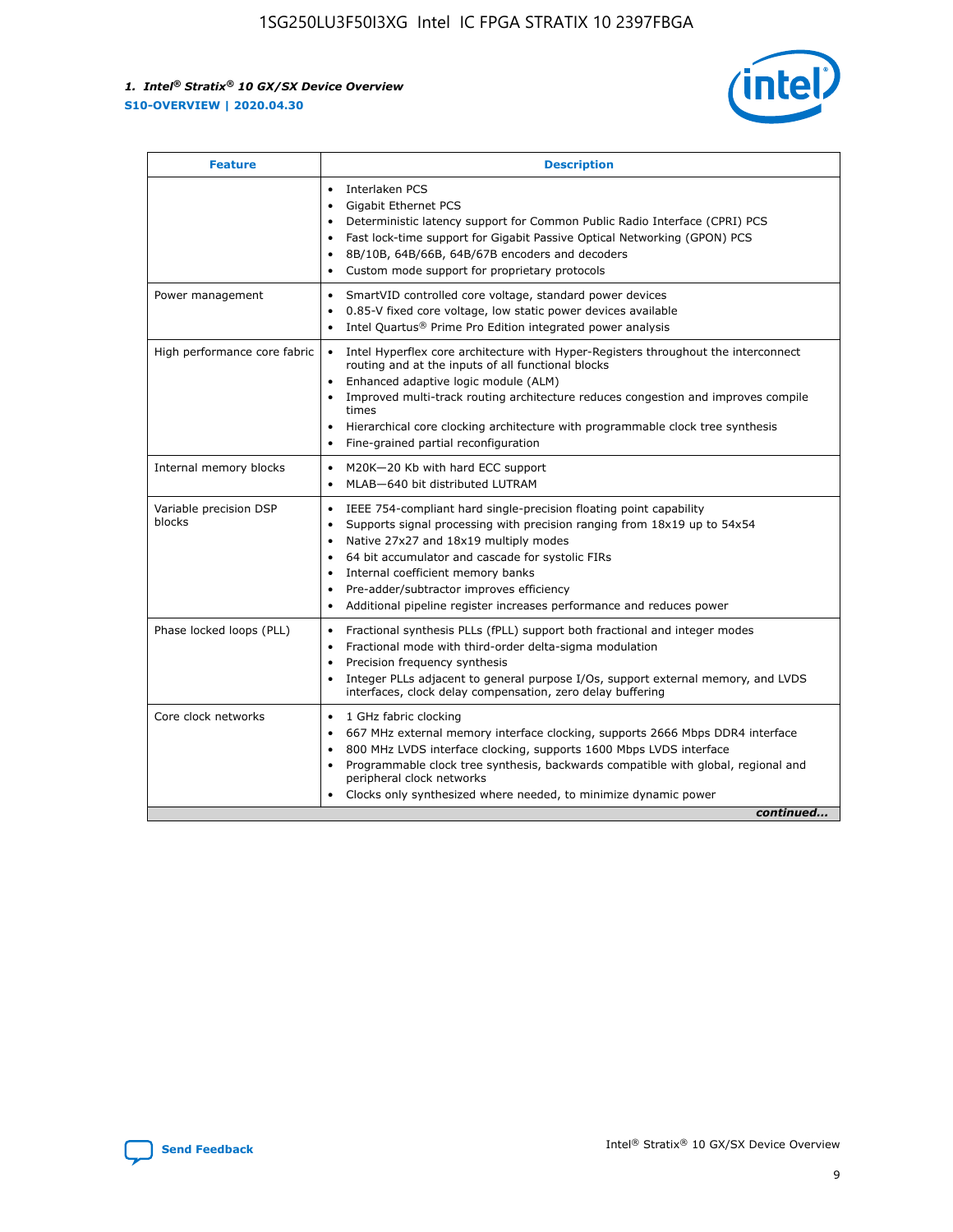| Feature | Description |
| --- | --- |
| | • Interlaken PCS<br>• Gigabit Ethernet PCS<br>• Deterministic latency support for Common Public Radio Interface (CPRI) PCS<br>• Fast lock-time support for Gigabit Passive Optical Networking (GPON) PCS<br>• 8B/10B, 64B/66B, 64B/67B encoders and decoders<br>• Custom mode support for proprietary protocols |
| Power management | • SmartVID controlled core voltage, standard power devices<br>• 0.85-V fixed core voltage, low static power devices available<br>• Intel Quartus® Prime Pro Edition integrated power analysis |
| High performance core fabric | • Intel Hyperflex core architecture with Hyper-Registers throughout the interconnect routing and at the inputs of all functional blocks<br>• Enhanced adaptive logic module (ALM)<br>• Improved multi-track routing architecture reduces congestion and improves compile times<br>• Hierarchical core clocking architecture with programmable clock tree synthesis<br>• Fine-grained partial reconfiguration |
| Internal memory blocks | • M20K—20 Kb with hard ECC support<br>• MLAB—640 bit distributed LUTRAM |
| Variable precision DSP blocks | • IEEE 754-compliant hard single-precision floating point capability<br>• Supports signal processing with precision ranging from 18x19 up to 54x54<br>• Native 27x27 and 18x19 multiply modes<br>• 64 bit accumulator and cascade for systolic FIRs<br>• Internal coefficient memory banks<br>• Pre-adder/subtractor improves efficiency<br>• Additional pipeline register increases performance and reduces power |
| Phase locked loops (PLL) | • Fractional synthesis PLLs (fPLL) support both fractional and integer modes<br>• Fractional mode with third-order delta-sigma modulation<br>• Precision frequency synthesis<br>• Integer PLLs adjacent to general purpose I/Os, support external memory, and LVDS interfaces, clock delay compensation, zero delay buffering |
| Core clock networks | • 1 GHz fabric clocking<br>• 667 MHz external memory interface clocking, supports 2666 Mbps DDR4 interface<br>• 800 MHz LVDS interface clocking, supports 1600 Mbps LVDS interface<br>• Programmable clock tree synthesis, backwards compatible with global, regional and peripheral clock networks<br>• Clocks only synthesized where needed, to minimize dynamic power |

*continued...*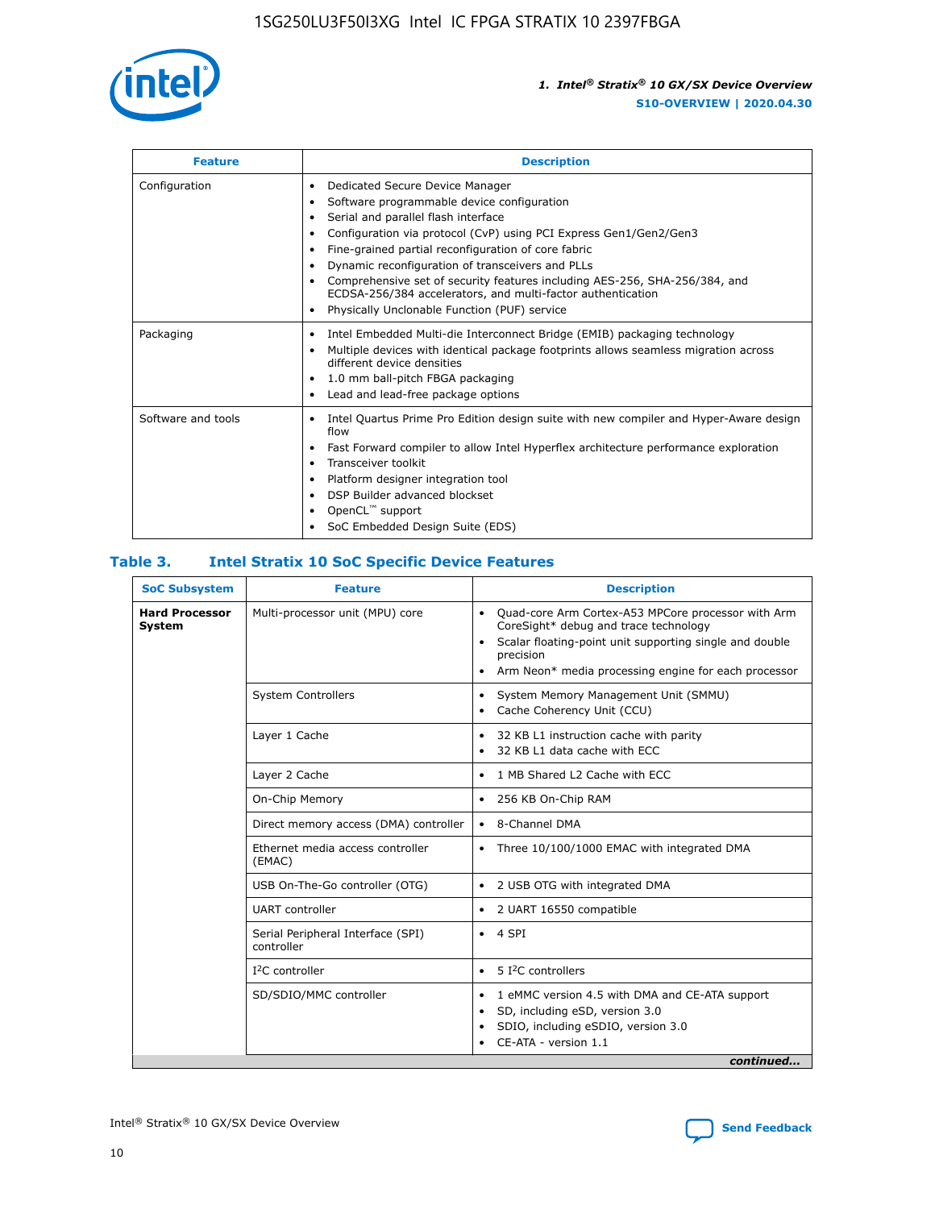| Feature | Description |
| --- | --- |
| Configuration | • Dedicated Secure Device Manager<br>• Software programmable device configuration<br>• Serial and parallel flash interface<br>• Configuration via protocol (CvP) using PCI Express Gen1/Gen2/Gen3<br>• Fine-grained partial reconfiguration of core fabric<br>• Dynamic reconfiguration of transceivers and PLLs<br>• Comprehensive set of security features including AES-256, SHA-256/384, and ECDSA-256/384 accelerators, and multi-factor authentication<br>• Physically Unclonable Function (PUF) service |
| Packaging | • Intel Embedded Multi-die Interconnect Bridge (EMIB) packaging technology<br>• Multiple devices with identical package footprints allows seamless migration across different device densities<br>• 1.0 mm ball-pitch FBGA packaging<br>• Lead and lead-free package options |
| Software and tools | • Intel Quartus Prime Pro Edition design suite with new compiler and Hyper-Aware design flow<br>• Fast Forward compiler to allow Intel Hyperflex architecture performance exploration<br>• Transceiver toolkit<br>• Platform designer integration tool<br>• DSP Builder advanced blockset<br>• OpenCL™ support<br>• SoC Embedded Design Suite (EDS) |

## Table 3. Intel Stratix 10 SoC Specific Device Features

| SoC Subsystem | Feature | Description |
| --- | --- | --- |
| **Hard Processor System** | Multi-processor unit (MPU) core | • Quad-core Arm Cortex-A53 MPCore processor with Arm CoreSight* debug and trace technology<br>• Scalar floating-point unit supporting single and double precision<br>• Arm Neon* media processing engine for each processor |
| | System Controllers | • System Memory Management Unit (SMMU)<br>• Cache Coherency Unit (CCU) |
| | Layer 1 Cache | • 32 KB L1 instruction cache with parity<br>• 32 KB L1 data cache with ECC |
| | Layer 2 Cache | • 1 MB Shared L2 Cache with ECC |
| | On-Chip Memory | • 256 KB On-Chip RAM |
| | Direct memory access (DMA) controller | • 8-Channel DMA |
| | Ethernet media access controller (EMAC) | • Three 10/100/1000 EMAC with integrated DMA |
| | USB On-The-Go controller (OTG) | • 2 USB OTG with integrated DMA |
| | UART controller | • 2 UART 16550 compatible |
| | Serial Peripheral Interface (SPI) controller | • 4 SPI |
| | I²C controller | • 5 I²C controllers |
| | SD/SDIO/MMC controller | • 1 eMMC version 4.5 with DMA and CE-ATA support<br>• SD, including eSD, version 3.0<br>• SDIO, including eSDIO, version 3.0<br>• CE-ATA - version 1.1 |

*continued...*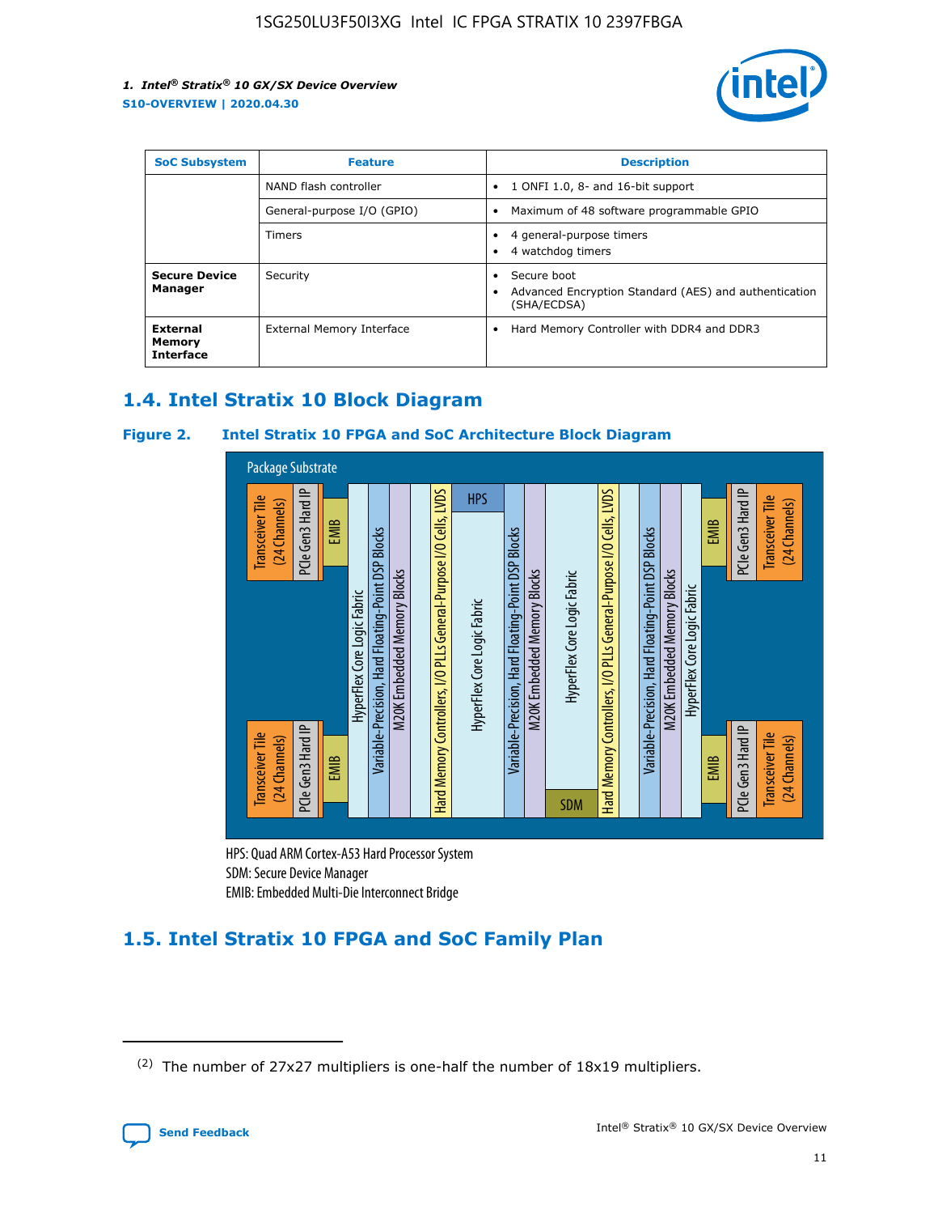| SoC Subsystem | Feature | Description |
| --- | --- | --- |
| | NAND flash controller | • 1 ONFI 1.0, 8- and 16-bit support |
| | General-purpose I/O (GPIO) | • Maximum of 48 software programmable GPIO |
| | Timers | • 4 general-purpose timers<br>• 4 watchdog timers |
| **Secure Device Manager** | Security | • Secure boot<br>• Advanced Encryption Standard (AES) and authentication (SHA/ECDSA) |
| **External Memory Interface** | External Memory Interface | • Hard Memory Controller with DDR4 and DDR3 |

## 1.4. Intel Stratix 10 Block Diagram

**Figure 2. Intel Stratix 10 FPGA and SoC Architecture Block Diagram**

Package Substrate

Transceiver Tile (24 Channels) | PCIe Gen3 Hard IP | EMIB | HyperFlex Core Logic Fabric | Variable-Precision, Hard Floating-Point DSP Blocks | M20K Embedded Memory Blocks | Hard Memory Controllers, I/O PLLs General-Purpose I/O Cells, LVDS | HPS | HyperFlex Core Logic Fabric | Variable-Precision, Hard Floating-Point DSP Blocks | M20K Embedded Memory Blocks | HyperFlex Core Logic Fabric | SDM | Hard Memory Controllers, I/O PLLs General-Purpose I/O Cells, LVDS | Variable-Precision, Hard Floating-Point DSP Blocks | M20K Embedded Memory Blocks | HyperFlex Core Logic Fabric | EMIB | PCIe Gen3 Hard IP | Transceiver Tile (24 Channels)

HPS: Quad ARM Cortex-A53 Hard Processor System
SDM: Secure Device Manager
EMIB: Embedded Multi-Die Interconnect Bridge

## 1.5. Intel Stratix 10 FPGA and SoC Family Plan

(2) The number of 27x27 multipliers is one-half the number of 18x19 multipliers.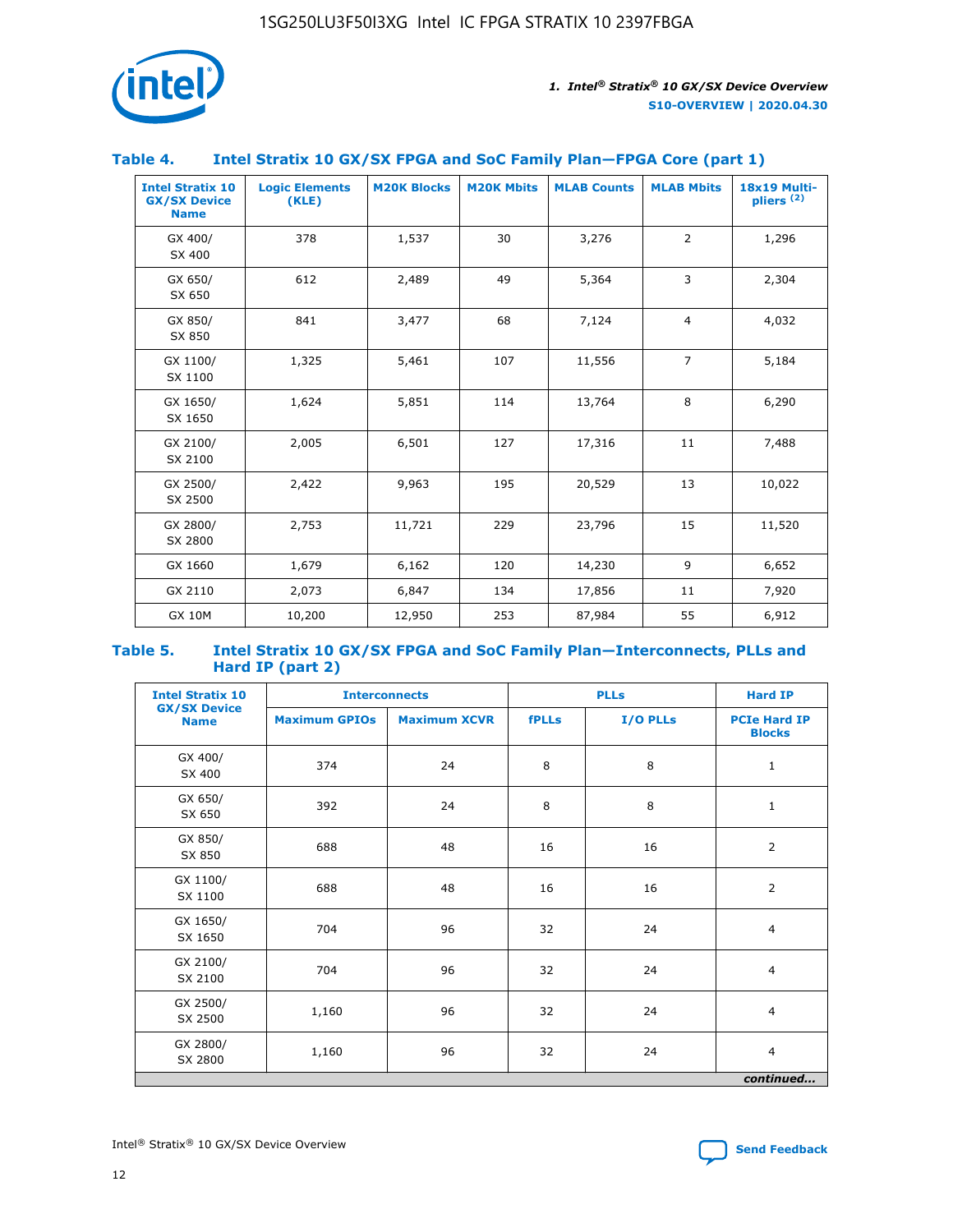## Table 4. Intel Stratix 10 GX/SX FPGA and SoC Family Plan—FPGA Core (part 1)

| Intel Stratix 10 GX/SX Device Name | Logic Elements (KLE) | M20K Blocks | M20K Mbits | MLAB Counts | MLAB Mbits | 18x19 Multipliers (2) |
|---|---|---|---|---|---|---|
| GX 400/ SX 400 | 378 | 1,537 | 30 | 3,276 | 2 | 1,296 |
| GX 650/ SX 650 | 612 | 2,489 | 49 | 5,364 | 3 | 2,304 |
| GX 850/ SX 850 | 841 | 3,477 | 68 | 7,124 | 4 | 4,032 |
| GX 1100/ SX 1100 | 1,325 | 5,461 | 107 | 11,556 | 7 | 5,184 |
| GX 1650/ SX 1650 | 1,624 | 5,851 | 114 | 13,764 | 8 | 6,290 |
| GX 2100/ SX 2100 | 2,005 | 6,501 | 127 | 17,316 | 11 | 7,488 |
| GX 2500/ SX 2500 | 2,422 | 9,963 | 195 | 20,529 | 13 | 10,022 |
| GX 2800/ SX 2800 | 2,753 | 11,721 | 229 | 23,796 | 15 | 11,520 |
| GX 1660 | 1,679 | 6,162 | 120 | 14,230 | 9 | 6,652 |
| GX 2110 | 2,073 | 6,847 | 134 | 17,856 | 11 | 7,920 |
| GX 10M | 10,200 | 12,950 | 253 | 87,984 | 55 | 6,912 |

## Table 5. Intel Stratix 10 GX/SX FPGA and SoC Family Plan—Interconnects, PLLs and Hard IP (part 2)

| Intel Stratix 10 GX/SX Device Name | Interconnects | | PLLs | | Hard IP |
|---|---|---|---|---|---|
| | Maximum GPIOs | Maximum XCVR | fPLLs | I/O PLLs | PCIe Hard IP Blocks |
| GX 400/ SX 400 | 374 | 24 | 8 | 8 | 1 |
| GX 650/ SX 650 | 392 | 24 | 8 | 8 | 1 |
| GX 850/ SX 850 | 688 | 48 | 16 | 16 | 2 |
| GX 1100/ SX 1100 | 688 | 48 | 16 | 16 | 2 |
| GX 1650/ SX 1650 | 704 | 96 | 32 | 24 | 4 |
| GX 2100/ SX 2100 | 704 | 96 | 32 | 24 | 4 |
| GX 2500/ SX 2500 | 1,160 | 96 | 32 | 24 | 4 |
| GX 2800/ SX 2800 | 1,160 | 96 | 32 | 24 | 4 |

*continued...*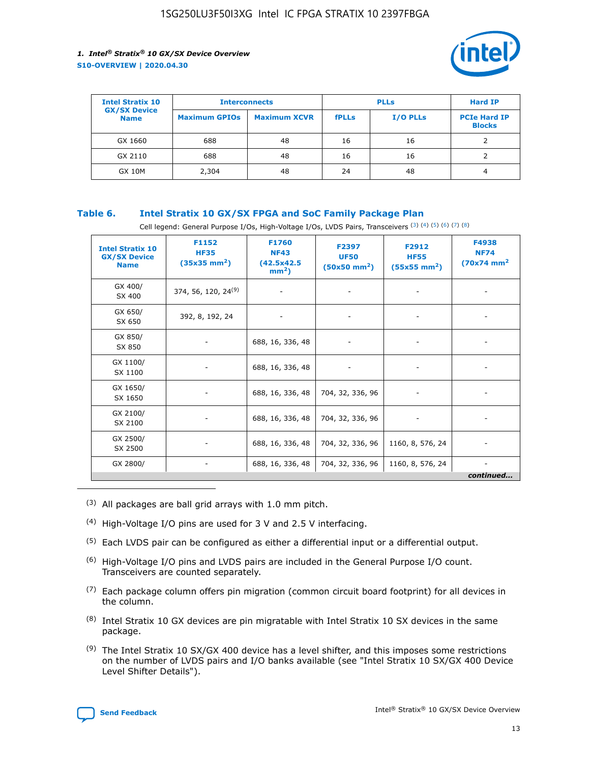| Intel Stratix 10 GX/SX Device Name | Interconnects | | PLLs | | Hard IP |
|---|---|---|---|---|---|
| | Maximum GPIOs | Maximum XCVR | fPLLs | I/O PLLs | PCIe Hard IP Blocks |
| GX 1660 | 688 | 48 | 16 | 16 | 2 |
| GX 2110 | 688 | 48 | 16 | 16 | 2 |
| GX 10M | 2,304 | 48 | 24 | 48 | 4 |

### Table 6. Intel Stratix 10 GX/SX FPGA and SoC Family Package Plan

Cell legend: General Purpose I/Os, High-Voltage I/Os, LVDS Pairs, Transceivers (3) (4) (5) (6) (7) (8)

| Intel Stratix 10 GX/SX Device Name | F1152 HF35 (35x35 mm²) | F1760 NF43 (42.5x42.5 mm²) | F2397 UF50 (50x50 mm²) | F2912 HF55 (55x55 mm²) | F4938 NF74 (70x74 mm²) |
|---|---|---|---|---|---|
| GX 400/ SX 400 | 374, 56, 120, 24[9] | - | - | - | - |
| GX 650/ SX 650 | 392, 8, 192, 24 | - | - | - | - |
| GX 850/ SX 850 | - | 688, 16, 336, 48 | - | - | - |
| GX 1100/ SX 1100 | - | 688, 16, 336, 48 | - | - | - |
| GX 1650/ SX 1650 | - | 688, 16, 336, 48 | 704, 32, 336, 96 | - | - |
| GX 2100/ SX 2100 | - | 688, 16, 336, 48 | 704, 32, 336, 96 | - | - |
| GX 2500/ SX 2500 | - | 688, 16, 336, 48 | 704, 32, 336, 96 | 1160, 8, 576, 24 | - |
| GX 2800/ | - | 688, 16, 336, 48 | 704, 32, 336, 96 | 1160, 8, 576, 24 | - |

*continued...*

(3) All packages are ball grid arrays with 1.0 mm pitch.

(4) High-Voltage I/O pins are used for 3 V and 2.5 V interfacing.

(5) Each LVDS pair can be configured as either a differential input or a differential output.

(6) High-Voltage I/O pins and LVDS pairs are included in the General Purpose I/O count. Transceivers are counted separately.

(7) Each package column offers pin migration (common circuit board footprint) for all devices in the column.

(8) Intel Stratix 10 GX devices are pin migratable with Intel Stratix 10 SX devices in the same package.

(9) The Intel Stratix 10 SX/GX 400 device has a level shifter, and this imposes some restrictions on the number of LVDS pairs and I/O banks available (see "Intel Stratix 10 SX/GX 400 Device Level Shifter Details").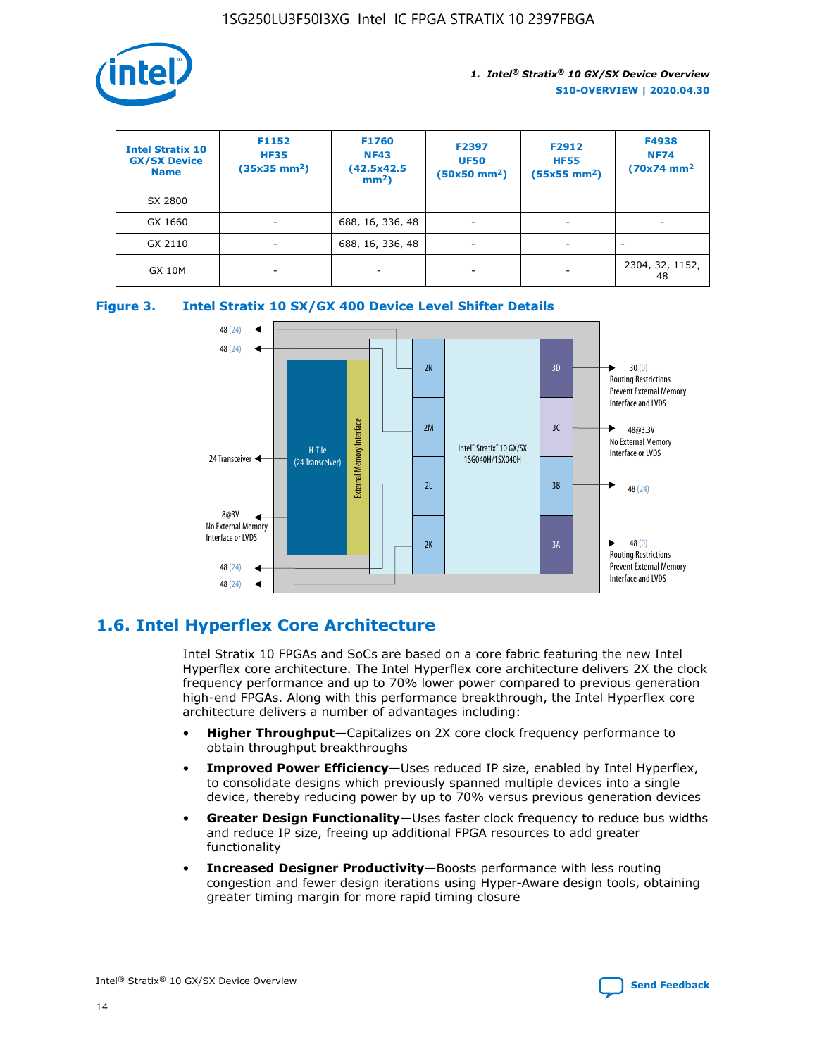| Intel Stratix 10 GX/SX Device Name | F1152 HF35 (35x35 mm²) | F1760 NF43 (42.5x42.5 mm²) | F2397 UF50 (50x50 mm²) | F2912 HF55 (55x55 mm²) | F4938 NF74 (70x74 mm² |
|---|---|---|---|---|---|
| SX 2800 | | | | | |
| GX 1660 | - | 688, 16, 336, 48 | - | - | - |
| GX 2110 | - | 688, 16, 336, 48 | - | - | - |
| GX 10M | - | - | - | - | 2304, 32, 1152, 48 |

**Figure 3. Intel Stratix 10 SX/GX 400 Device Level Shifter Details**

## 1.6. Intel Hyperflex Core Architecture

Intel Stratix 10 FPGAs and SoCs are based on a core fabric featuring the new Intel Hyperflex core architecture. The Intel Hyperflex core architecture delivers 2X the clock frequency performance and up to 70% lower power compared to previous generation high-end FPGAs. Along with this performance breakthrough, the Intel Hyperflex core architecture delivers a number of advantages including:

- **Higher Throughput**—Capitalizes on 2X core clock frequency performance to obtain throughput breakthroughs
- **Improved Power Efficiency**—Uses reduced IP size, enabled by Intel Hyperflex, to consolidate designs which previously spanned multiple devices into a single device, thereby reducing power by up to 70% versus previous generation devices
- **Greater Design Functionality**—Uses faster clock frequency to reduce bus widths and reduce IP size, freeing up additional FPGA resources to add greater functionality
- **Increased Designer Productivity**—Boosts performance with less routing congestion and fewer design iterations using Hyper-Aware design tools, obtaining greater timing margin for more rapid timing closure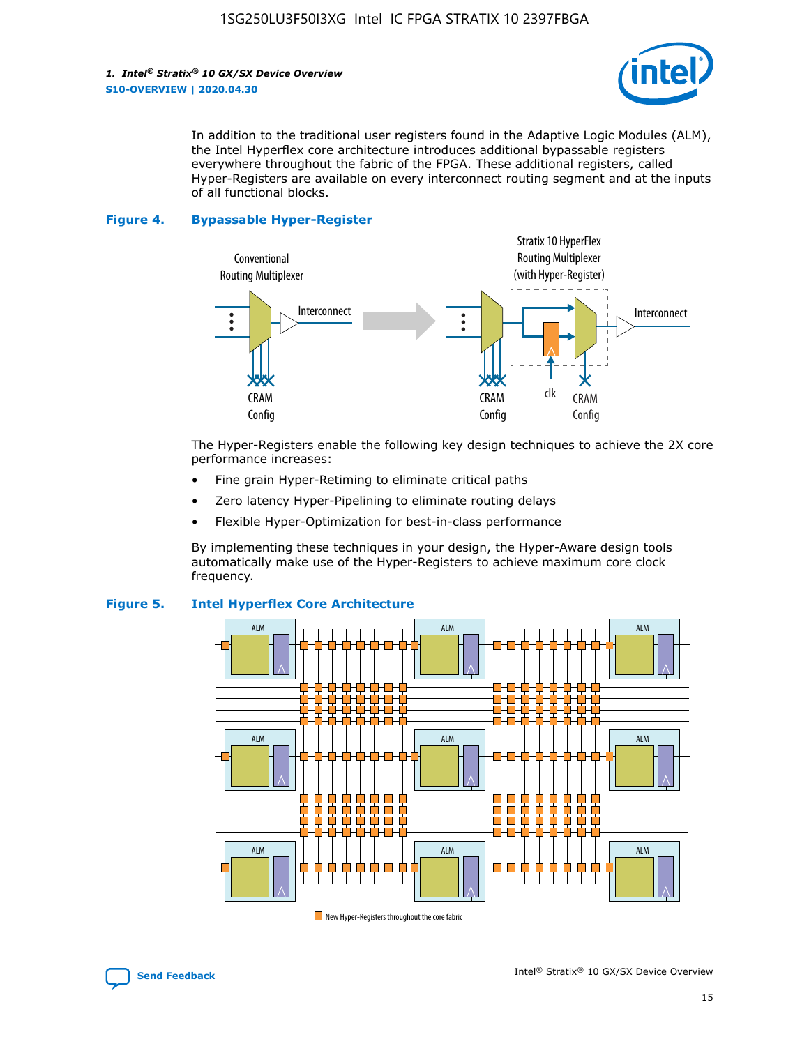In addition to the traditional user registers found in the Adaptive Logic Modules (ALM), the Intel Hyperflex core architecture introduces additional bypassable registers everywhere throughout the fabric of the FPGA. These additional registers, called Hyper-Registers are available on every interconnect routing segment and at the inputs of all functional blocks.

**Figure 4. Bypassable Hyper-Register**

The Hyper-Registers enable the following key design techniques to achieve the 2X core performance increases:

- Fine grain Hyper-Retiming to eliminate critical paths
- Zero latency Hyper-Pipelining to eliminate routing delays
- Flexible Hyper-Optimization for best-in-class performance

By implementing these techniques in your design, the Hyper-Aware design tools automatically make use of the Hyper-Registers to achieve maximum core clock frequency.

**Figure 5. Intel Hyperflex Core Architecture**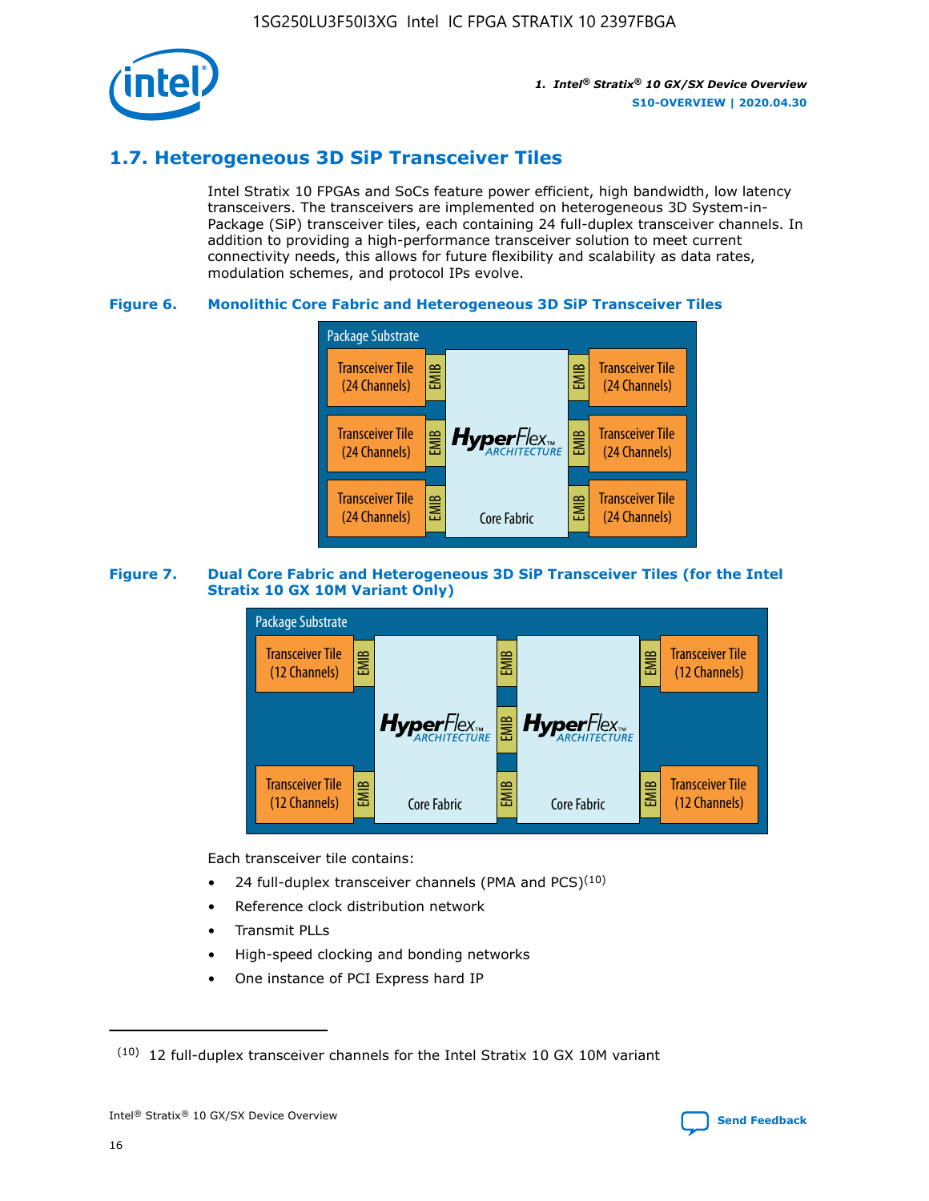## 1.7. Heterogeneous 3D SiP Transceiver Tiles

Intel Stratix 10 FPGAs and SoCs feature power efficient, high bandwidth, low latency transceivers. The transceivers are implemented on heterogeneous 3D System-in-Package (SiP) transceiver tiles, each containing 24 full-duplex transceiver channels. In addition to providing a high-performance transceiver solution to meet current connectivity needs, this allows for future flexibility and scalability as data rates, modulation schemes, and protocol IPs evolve.

**Figure 6. Monolithic Core Fabric and Heterogeneous 3D SiP Transceiver Tiles**

**Figure 7. Dual Core Fabric and Heterogeneous 3D SiP Transceiver Tiles (for the Intel Stratix 10 GX 10M Variant Only)**

Each transceiver tile contains:

- 24 full-duplex transceiver channels (PMA and PCS)[10]
- Reference clock distribution network
- Transmit PLLs
- High-speed clocking and bonding networks
- One instance of PCI Express hard IP

(10) 12 full-duplex transceiver channels for the Intel Stratix 10 GX 10M variant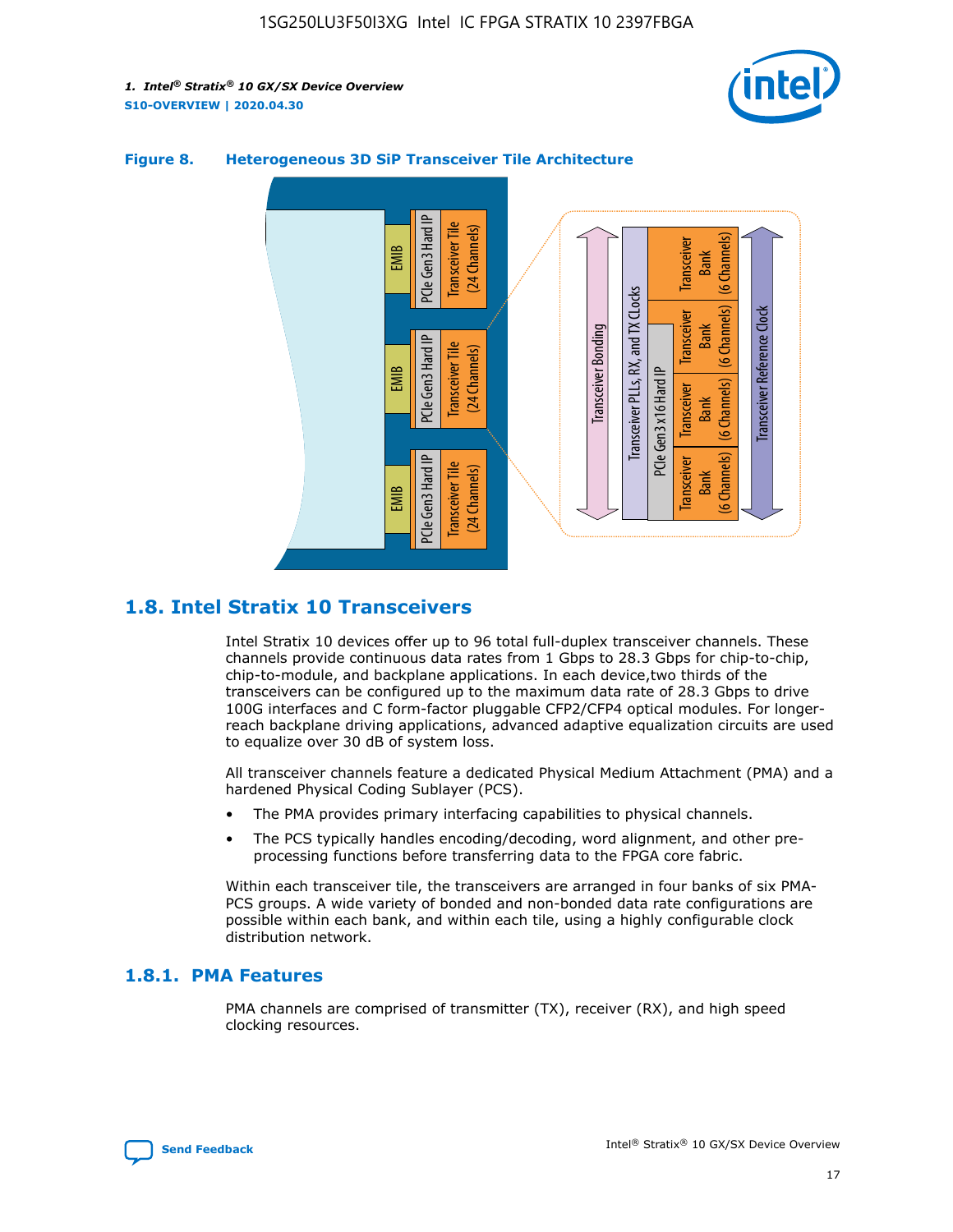**Figure 8. Heterogeneous 3D SiP Transceiver Tile Architecture**

## 1.8. Intel Stratix 10 Transceivers

Intel Stratix 10 devices offer up to 96 total full-duplex transceiver channels. These channels provide continuous data rates from 1 Gbps to 28.3 Gbps for chip-to-chip, chip-to-module, and backplane applications. In each device,two thirds of the transceivers can be configured up to the maximum data rate of 28.3 Gbps to drive 100G interfaces and C form-factor pluggable CFP2/CFP4 optical modules. For longer-reach backplane driving applications, advanced adaptive equalization circuits are used to equalize over 30 dB of system loss.

All transceiver channels feature a dedicated Physical Medium Attachment (PMA) and a hardened Physical Coding Sublayer (PCS).

- The PMA provides primary interfacing capabilities to physical channels.
- The PCS typically handles encoding/decoding, word alignment, and other pre-processing functions before transferring data to the FPGA core fabric.

Within each transceiver tile, the transceivers are arranged in four banks of six PMA-PCS groups. A wide variety of bonded and non-bonded data rate configurations are possible within each bank, and within each tile, using a highly configurable clock distribution network.

### 1.8.1. PMA Features

PMA channels are comprised of transmitter (TX), receiver (RX), and high speed clocking resources.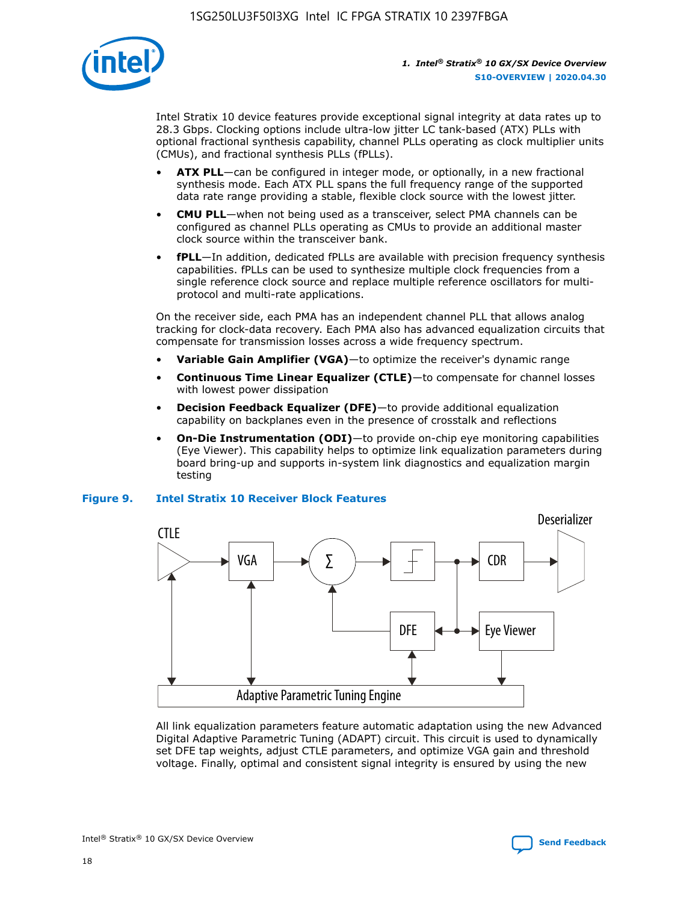Intel Stratix 10 device features provide exceptional signal integrity at data rates up to 28.3 Gbps. Clocking options include ultra-low jitter LC tank-based (ATX) PLLs with optional fractional synthesis capability, channel PLLs operating as clock multiplier units (CMUs), and fractional synthesis PLLs (fPLLs).

- **ATX PLL**—can be configured in integer mode, or optionally, in a new fractional synthesis mode. Each ATX PLL spans the full frequency range of the supported data rate range providing a stable, flexible clock source with the lowest jitter.
- **CMU PLL**—when not being used as a transceiver, select PMA channels can be configured as channel PLLs operating as CMUs to provide an additional master clock source within the transceiver bank.
- **fPLL**—In addition, dedicated fPLLs are available with precision frequency synthesis capabilities. fPLLs can be used to synthesize multiple clock frequencies from a single reference clock source and replace multiple reference oscillators for multi-protocol and multi-rate applications.

On the receiver side, each PMA has an independent channel PLL that allows analog tracking for clock-data recovery. Each PMA also has advanced equalization circuits that compensate for transmission losses across a wide frequency spectrum.

- **Variable Gain Amplifier (VGA)**—to optimize the receiver's dynamic range
- **Continuous Time Linear Equalizer (CTLE)**—to compensate for channel losses with lowest power dissipation
- **Decision Feedback Equalizer (DFE)**—to provide additional equalization capability on backplanes even in the presence of crosstalk and reflections
- **On-Die Instrumentation (ODI)**—to provide on-chip eye monitoring capabilities (Eye Viewer). This capability helps to optimize link equalization parameters during board bring-up and supports in-system link diagnostics and equalization margin testing

**Figure 9. Intel Stratix 10 Receiver Block Features**

All link equalization parameters feature automatic adaptation using the new Advanced Digital Adaptive Parametric Tuning (ADAPT) circuit. This circuit is used to dynamically set DFE tap weights, adjust CTLE parameters, and optimize VGA gain and threshold voltage. Finally, optimal and consistent signal integrity is ensured by using the new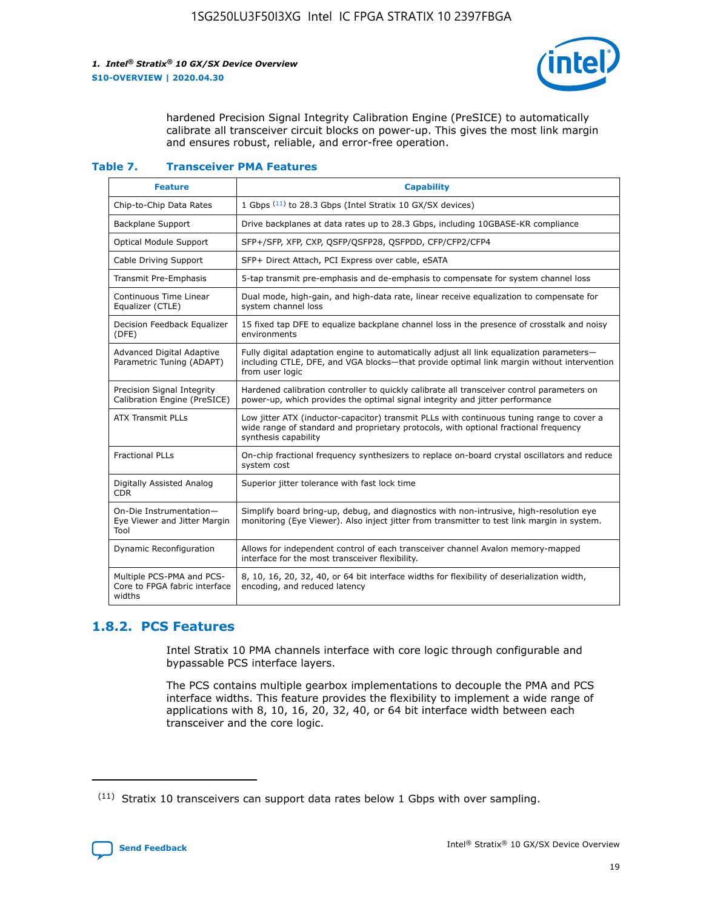hardened Precision Signal Integrity Calibration Engine (PreSICE) to automatically calibrate all transceiver circuit blocks on power-up. This gives the most link margin and ensures robust, reliable, and error-free operation.

**Table 7. Transceiver PMA Features**

| Feature | Capability |
| --- | --- |
| Chip-to-Chip Data Rates | 1 Gbps [11] to 28.3 Gbps (Intel Stratix 10 GX/SX devices) |
| Backplane Support | Drive backplanes at data rates up to 28.3 Gbps, including 10GBASE-KR compliance |
| Optical Module Support | SFP+/SFP, XFP, CXP, QSFP/QSFP28, QSFPDD, CFP/CFP2/CFP4 |
| Cable Driving Support | SFP+ Direct Attach, PCI Express over cable, eSATA |
| Transmit Pre-Emphasis | 5-tap transmit pre-emphasis and de-emphasis to compensate for system channel loss |
| Continuous Time Linear Equalizer (CTLE) | Dual mode, high-gain, and high-data rate, linear receive equalization to compensate for system channel loss |
| Decision Feedback Equalizer (DFE) | 15 fixed tap DFE to equalize backplane channel loss in the presence of crosstalk and noisy environments |
| Advanced Digital Adaptive Parametric Tuning (ADAPT) | Fully digital adaptation engine to automatically adjust all link equalization parameters—including CTLE, DFE, and VGA blocks—that provide optimal link margin without intervention from user logic |
| Precision Signal Integrity Calibration Engine (PreSICE) | Hardened calibration controller to quickly calibrate all transceiver control parameters on power-up, which provides the optimal signal integrity and jitter performance |
| ATX Transmit PLLs | Low jitter ATX (inductor-capacitor) transmit PLLs with continuous tuning range to cover a wide range of standard and proprietary protocols, with optional fractional frequency synthesis capability |
| Fractional PLLs | On-chip fractional frequency synthesizers to replace on-board crystal oscillators and reduce system cost |
| Digitally Assisted Analog CDR | Superior jitter tolerance with fast lock time |
| On-Die Instrumentation—Eye Viewer and Jitter Margin Tool | Simplify board bring-up, debug, and diagnostics with non-intrusive, high-resolution eye monitoring (Eye Viewer). Also inject jitter from transmitter to test link margin in system. |
| Dynamic Reconfiguration | Allows for independent control of each transceiver channel Avalon memory-mapped interface for the most transceiver flexibility. |
| Multiple PCS-PMA and PCS-Core to FPGA fabric interface widths | 8, 10, 16, 20, 32, 40, or 64 bit interface widths for flexibility of deserialization width, encoding, and reduced latency |

## 1.8.2. PCS Features

Intel Stratix 10 PMA channels interface with core logic through configurable and bypassable PCS interface layers.

The PCS contains multiple gearbox implementations to decouple the PMA and PCS interface widths. This feature provides the flexibility to implement a wide range of applications with 8, 10, 16, 20, 32, 40, or 64 bit interface width between each transceiver and the core logic.

[11] Stratix 10 transceivers can support data rates below 1 Gbps with over sampling.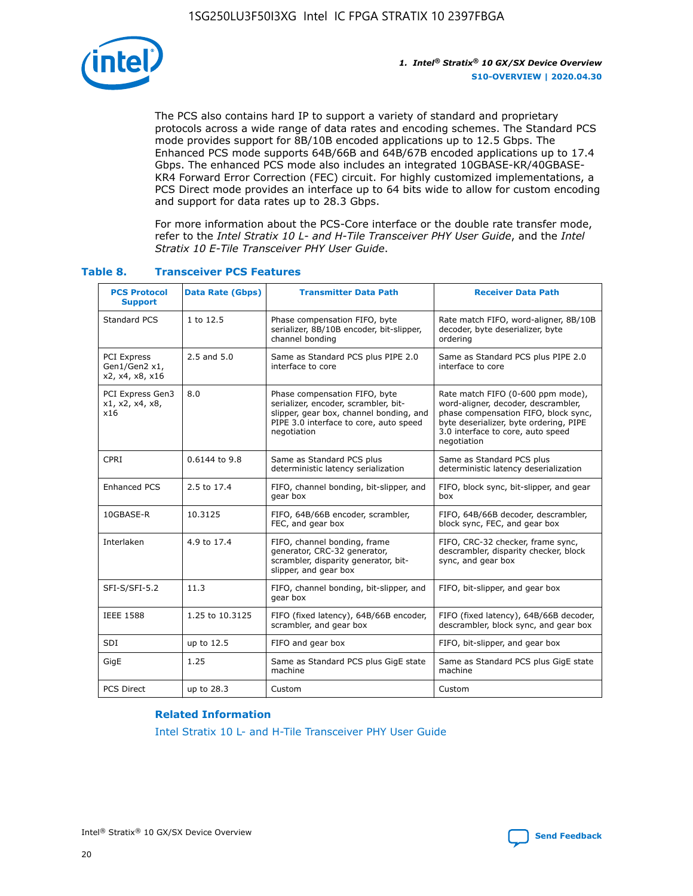The PCS also contains hard IP to support a variety of standard and proprietary protocols across a wide range of data rates and encoding schemes. The Standard PCS mode provides support for 8B/10B encoded applications up to 12.5 Gbps. The Enhanced PCS mode supports 64B/66B and 64B/67B encoded applications up to 17.4 Gbps. The enhanced PCS mode also includes an integrated 10GBASE-KR/40GBASE-KR4 Forward Error Correction (FEC) circuit. For highly customized implementations, a PCS Direct mode provides an interface up to 64 bits wide to allow for custom encoding and support for data rates up to 28.3 Gbps.

For more information about the PCS-Core interface or the double rate transfer mode, refer to the *Intel Stratix 10 L- and H-Tile Transceiver PHY User Guide*, and the *Intel Stratix 10 E-Tile Transceiver PHY User Guide*.

**Table 8. Transceiver PCS Features**

| PCS Protocol Support | Data Rate (Gbps) | Transmitter Data Path | Receiver Data Path |
|---|---|---|---|
| Standard PCS | 1 to 12.5 | Phase compensation FIFO, byte serializer, 8B/10B encoder, bit-slipper, channel bonding | Rate match FIFO, word-aligner, 8B/10B decoder, byte deserializer, byte ordering |
| PCI Express Gen1/Gen2 x1, x2, x4, x8, x16 | 2.5 and 5.0 | Same as Standard PCS plus PIPE 2.0 interface to core | Same as Standard PCS plus PIPE 2.0 interface to core |
| PCI Express Gen3 x1, x2, x4, x8, x16 | 8.0 | Phase compensation FIFO, byte serializer, encoder, scrambler, bit-slipper, gear box, channel bonding, and PIPE 3.0 interface to core, auto speed negotiation | Rate match FIFO (0-600 ppm mode), word-aligner, decoder, descrambler, phase compensation FIFO, block sync, byte deserializer, byte ordering, PIPE 3.0 interface to core, auto speed negotiation |
| CPRI | 0.6144 to 9.8 | Same as Standard PCS plus deterministic latency serialization | Same as Standard PCS plus deterministic latency deserialization |
| Enhanced PCS | 2.5 to 17.4 | FIFO, channel bonding, bit-slipper, and gear box | FIFO, block sync, bit-slipper, and gear box |
| 10GBASE-R | 10.3125 | FIFO, 64B/66B encoder, scrambler, FEC, and gear box | FIFO, 64B/66B decoder, descrambler, block sync, FEC, and gear box |
| Interlaken | 4.9 to 17.4 | FIFO, channel bonding, frame generator, CRC-32 generator, scrambler, disparity generator, bit-slipper, and gear box | FIFO, CRC-32 checker, frame sync, descrambler, disparity checker, block sync, and gear box |
| SFI-S/SFI-5.2 | 11.3 | FIFO, channel bonding, bit-slipper, and gear box | FIFO, bit-slipper, and gear box |
| IEEE 1588 | 1.25 to 10.3125 | FIFO (fixed latency), 64B/66B encoder, scrambler, and gear box | FIFO (fixed latency), 64B/66B decoder, descrambler, block sync, and gear box |
| SDI | up to 12.5 | FIFO and gear box | FIFO, bit-slipper, and gear box |
| GigE | 1.25 | Same as Standard PCS plus GigE state machine | Same as Standard PCS plus GigE state machine |
| PCS Direct | up to 28.3 | Custom | Custom |

**Related Information**

Intel Stratix 10 L- and H-Tile Transceiver PHY User Guide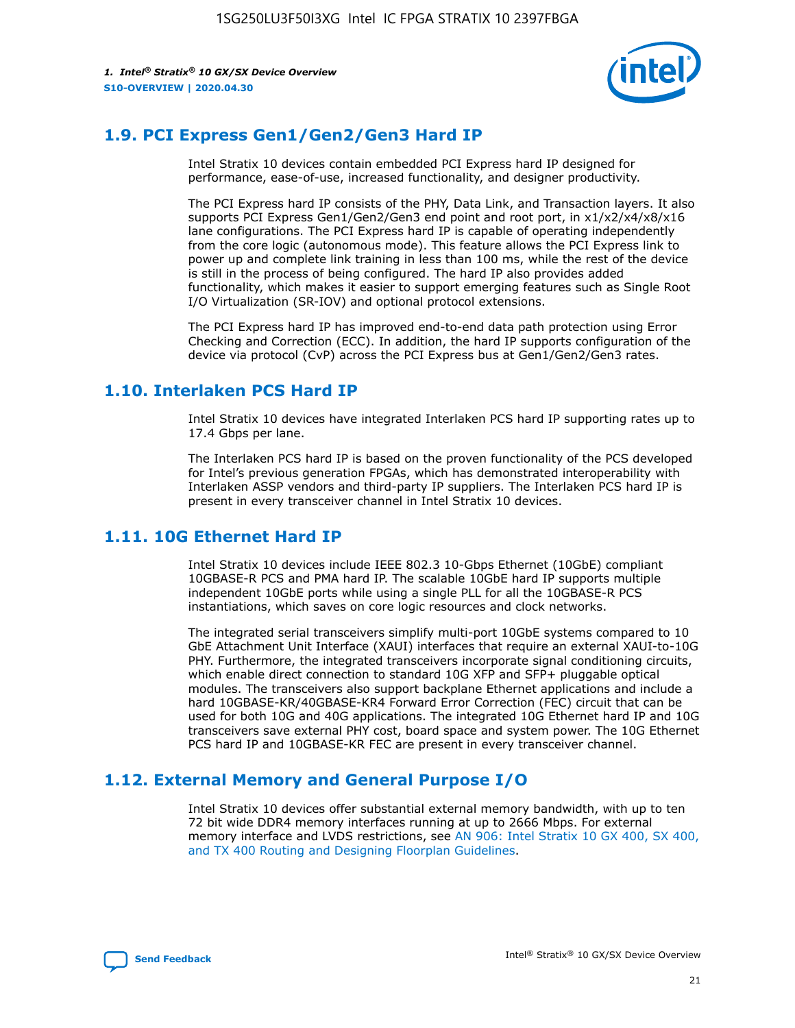## 1.9. PCI Express Gen1/Gen2/Gen3 Hard IP

Intel Stratix 10 devices contain embedded PCI Express hard IP designed for performance, ease-of-use, increased functionality, and designer productivity.

The PCI Express hard IP consists of the PHY, Data Link, and Transaction layers. It also supports PCI Express Gen1/Gen2/Gen3 end point and root port, in x1/x2/x4/x8/x16 lane configurations. The PCI Express hard IP is capable of operating independently from the core logic (autonomous mode). This feature allows the PCI Express link to power up and complete link training in less than 100 ms, while the rest of the device is still in the process of being configured. The hard IP also provides added functionality, which makes it easier to support emerging features such as Single Root I/O Virtualization (SR-IOV) and optional protocol extensions.

The PCI Express hard IP has improved end-to-end data path protection using Error Checking and Correction (ECC). In addition, the hard IP supports configuration of the device via protocol (CvP) across the PCI Express bus at Gen1/Gen2/Gen3 rates.

## 1.10. Interlaken PCS Hard IP

Intel Stratix 10 devices have integrated Interlaken PCS hard IP supporting rates up to 17.4 Gbps per lane.

The Interlaken PCS hard IP is based on the proven functionality of the PCS developed for Intel's previous generation FPGAs, which has demonstrated interoperability with Interlaken ASSP vendors and third-party IP suppliers. The Interlaken PCS hard IP is present in every transceiver channel in Intel Stratix 10 devices.

## 1.11. 10G Ethernet Hard IP

Intel Stratix 10 devices include IEEE 802.3 10-Gbps Ethernet (10GbE) compliant 10GBASE-R PCS and PMA hard IP. The scalable 10GbE hard IP supports multiple independent 10GbE ports while using a single PLL for all the 10GBASE-R PCS instantiations, which saves on core logic resources and clock networks.

The integrated serial transceivers simplify multi-port 10GbE systems compared to 10 GbE Attachment Unit Interface (XAUI) interfaces that require an external XAUI-to-10G PHY. Furthermore, the integrated transceivers incorporate signal conditioning circuits, which enable direct connection to standard 10G XFP and SFP+ pluggable optical modules. The transceivers also support backplane Ethernet applications and include a hard 10GBASE-KR/40GBASE-KR4 Forward Error Correction (FEC) circuit that can be used for both 10G and 40G applications. The integrated 10G Ethernet hard IP and 10G transceivers save external PHY cost, board space and system power. The 10G Ethernet PCS hard IP and 10GBASE-KR FEC are present in every transceiver channel.

## 1.12. External Memory and General Purpose I/O

Intel Stratix 10 devices offer substantial external memory bandwidth, with up to ten 72 bit wide DDR4 memory interfaces running at up to 2666 Mbps. For external memory interface and LVDS restrictions, see AN 906: Intel Stratix 10 GX 400, SX 400, and TX 400 Routing and Designing Floorplan Guidelines.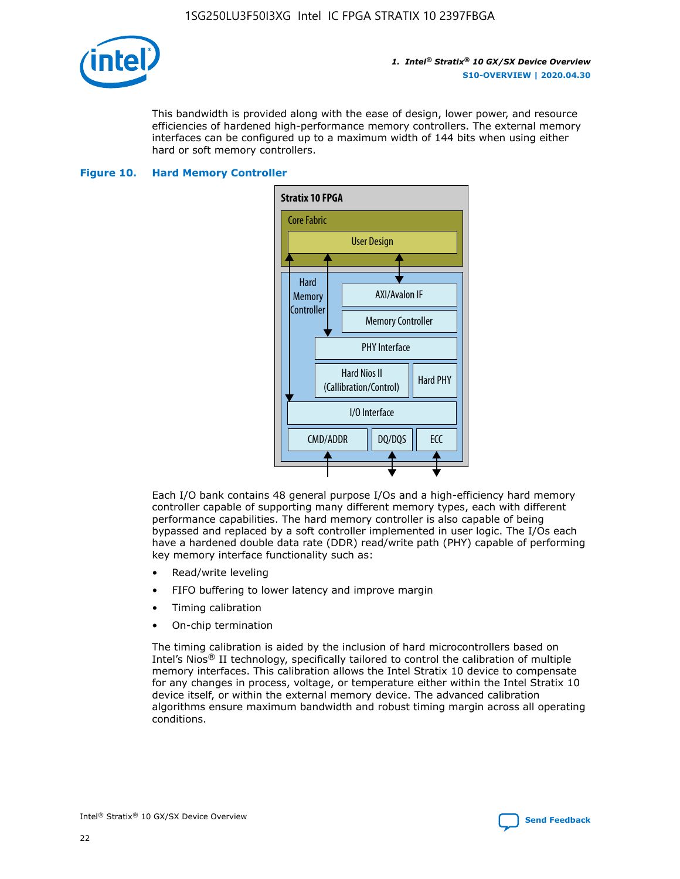This bandwidth is provided along with the ease of design, lower power, and resource efficiencies of hardened high-performance memory controllers. The external memory interfaces can be configured up to a maximum width of 144 bits when using either hard or soft memory controllers.

**Figure 10. Hard Memory Controller**

Each I/O bank contains 48 general purpose I/Os and a high-efficiency hard memory controller capable of supporting many different memory types, each with different performance capabilities. The hard memory controller is also capable of being bypassed and replaced by a soft controller implemented in user logic. The I/Os each have a hardened double data rate (DDR) read/write path (PHY) capable of performing key memory interface functionality such as:

- Read/write leveling
- FIFO buffering to lower latency and improve margin
- Timing calibration
- On-chip termination

The timing calibration is aided by the inclusion of hard microcontrollers based on Intel's Nios® II technology, specifically tailored to control the calibration of multiple memory interfaces. This calibration allows the Intel Stratix 10 device to compensate for any changes in process, voltage, or temperature either within the Intel Stratix 10 device itself, or within the external memory device. The advanced calibration algorithms ensure maximum bandwidth and robust timing margin across all operating conditions.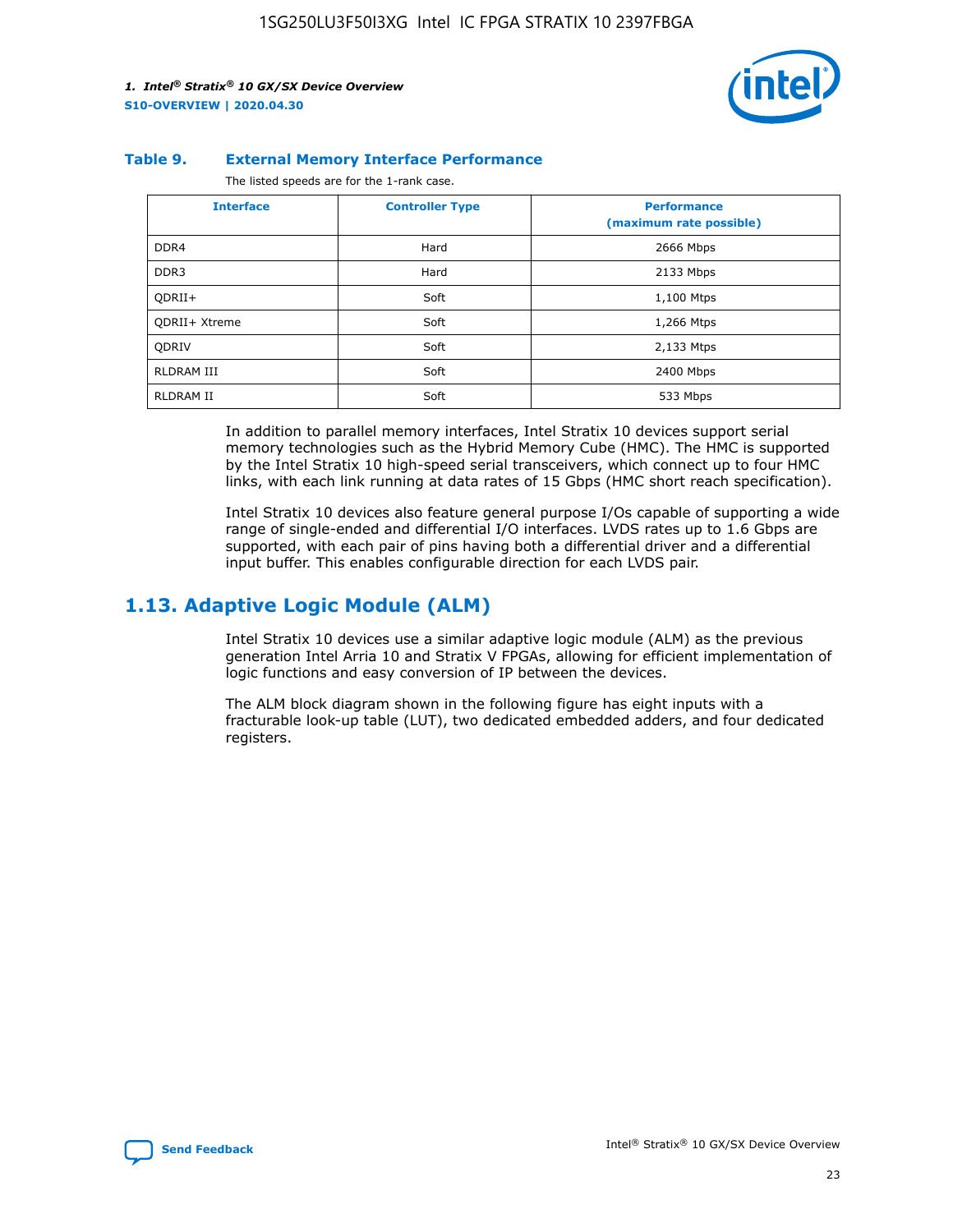**Table 9. External Memory Interface Performance**

The listed speeds are for the 1-rank case.

| Interface | Controller Type | Performance (maximum rate possible) |
| --- | --- | --- |
| DDR4 | Hard | 2666 Mbps |
| DDR3 | Hard | 2133 Mbps |
| QDRII+ | Soft | 1,100 Mtps |
| QDRII+ Xtreme | Soft | 1,266 Mtps |
| QDRIV | Soft | 2,133 Mtps |
| RLDRAM III | Soft | 2400 Mbps |
| RLDRAM II | Soft | 533 Mbps |

In addition to parallel memory interfaces, Intel Stratix 10 devices support serial memory technologies such as the Hybrid Memory Cube (HMC). The HMC is supported by the Intel Stratix 10 high-speed serial transceivers, which connect up to four HMC links, with each link running at data rates of 15 Gbps (HMC short reach specification).

Intel Stratix 10 devices also feature general purpose I/Os capable of supporting a wide range of single-ended and differential I/O interfaces. LVDS rates up to 1.6 Gbps are supported, with each pair of pins having both a differential driver and a differential input buffer. This enables configurable direction for each LVDS pair.

## 1.13. Adaptive Logic Module (ALM)

Intel Stratix 10 devices use a similar adaptive logic module (ALM) as the previous generation Intel Arria 10 and Stratix V FPGAs, allowing for efficient implementation of logic functions and easy conversion of IP between the devices.

The ALM block diagram shown in the following figure has eight inputs with a fracturable look-up table (LUT), two dedicated embedded adders, and four dedicated registers.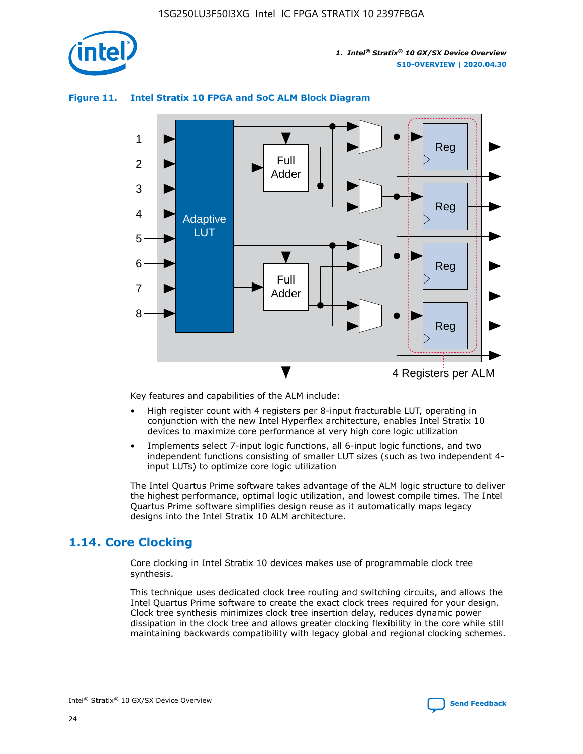**Figure 11. Intel Stratix 10 FPGA and SoC ALM Block Diagram**

Key features and capabilities of the ALM include:

- High register count with 4 registers per 8-input fracturable LUT, operating in conjunction with the new Intel Hyperflex architecture, enables Intel Stratix 10 devices to maximize core performance at very high core logic utilization
- Implements select 7-input logic functions, all 6-input logic functions, and two independent functions consisting of smaller LUT sizes (such as two independent 4-input LUTs) to optimize core logic utilization

The Intel Quartus Prime software takes advantage of the ALM logic structure to deliver the highest performance, optimal logic utilization, and lowest compile times. The Intel Quartus Prime software simplifies design reuse as it automatically maps legacy designs into the Intel Stratix 10 ALM architecture.

## 1.14. Core Clocking

Core clocking in Intel Stratix 10 devices makes use of programmable clock tree synthesis.

This technique uses dedicated clock tree routing and switching circuits, and allows the Intel Quartus Prime software to create the exact clock trees required for your design. Clock tree synthesis minimizes clock tree insertion delay, reduces dynamic power dissipation in the clock tree and allows greater clocking flexibility in the core while still maintaining backwards compatibility with legacy global and regional clocking schemes.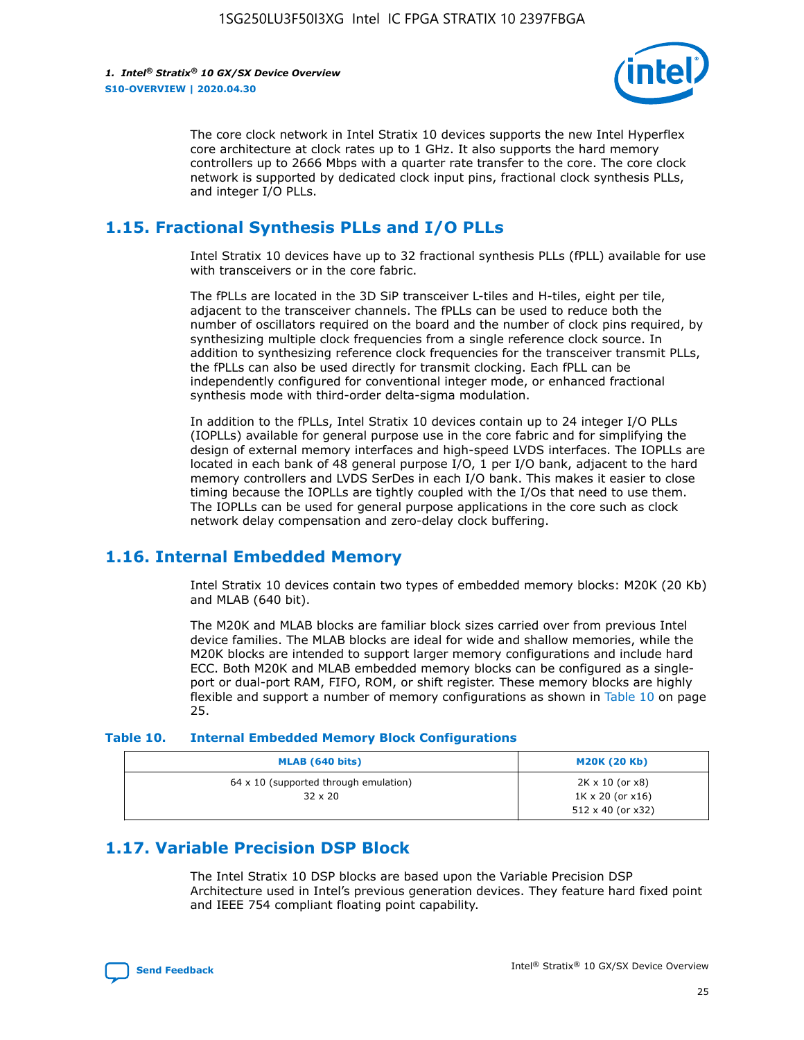The core clock network in Intel Stratix 10 devices supports the new Intel Hyperflex core architecture at clock rates up to 1 GHz. It also supports the hard memory controllers up to 2666 Mbps with a quarter rate transfer to the core. The core clock network is supported by dedicated clock input pins, fractional clock synthesis PLLs, and integer I/O PLLs.

## 1.15. Fractional Synthesis PLLs and I/O PLLs

Intel Stratix 10 devices have up to 32 fractional synthesis PLLs (fPLL) available for use with transceivers or in the core fabric.

The fPLLs are located in the 3D SiP transceiver L-tiles and H-tiles, eight per tile, adjacent to the transceiver channels. The fPLLs can be used to reduce both the number of oscillators required on the board and the number of clock pins required, by synthesizing multiple clock frequencies from a single reference clock source. In addition to synthesizing reference clock frequencies for the transceiver transmit PLLs, the fPLLs can also be used directly for transmit clocking. Each fPLL can be independently configured for conventional integer mode, or enhanced fractional synthesis mode with third-order delta-sigma modulation.

In addition to the fPLLs, Intel Stratix 10 devices contain up to 24 integer I/O PLLs (IOPLLs) available for general purpose use in the core fabric and for simplifying the design of external memory interfaces and high-speed LVDS interfaces. The IOPLLs are located in each bank of 48 general purpose I/O, 1 per I/O bank, adjacent to the hard memory controllers and LVDS SerDes in each I/O bank. This makes it easier to close timing because the IOPLLs are tightly coupled with the I/Os that need to use them. The IOPLLs can be used for general purpose applications in the core such as clock network delay compensation and zero-delay clock buffering.

## 1.16. Internal Embedded Memory

Intel Stratix 10 devices contain two types of embedded memory blocks: M20K (20 Kb) and MLAB (640 bit).

The M20K and MLAB blocks are familiar block sizes carried over from previous Intel device families. The MLAB blocks are ideal for wide and shallow memories, while the M20K blocks are intended to support larger memory configurations and include hard ECC. Both M20K and MLAB embedded memory blocks can be configured as a single-port or dual-port RAM, FIFO, ROM, or shift register. These memory blocks are highly flexible and support a number of memory configurations as shown in Table 10 on page 25.

**Table 10. Internal Embedded Memory Block Configurations**

| MLAB (640 bits) | M20K (20 Kb) |
|---|---|
| 64 x 10 (supported through emulation)<br>32 x 20 | 2K x 10 (or x8)<br>1K x 20 (or x16)<br>512 x 40 (or x32) |

## 1.17. Variable Precision DSP Block

The Intel Stratix 10 DSP blocks are based upon the Variable Precision DSP Architecture used in Intel's previous generation devices. They feature hard fixed point and IEEE 754 compliant floating point capability.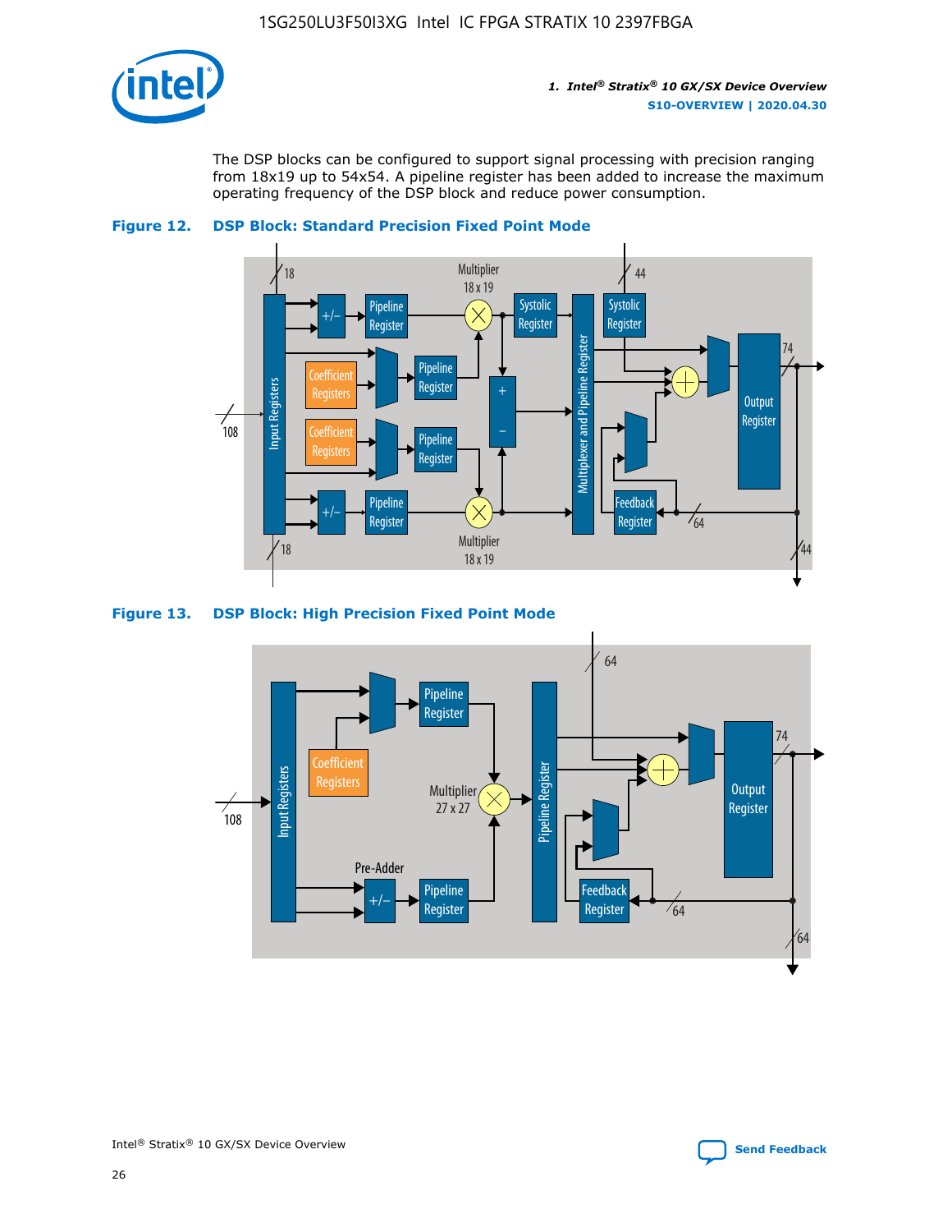The DSP blocks can be configured to support signal processing with precision ranging from 18x19 up to 54x54. A pipeline register has been added to increase the maximum operating frequency of the DSP block and reduce power consumption.

**Figure 12. DSP Block: Standard Precision Fixed Point Mode**

**Figure 13. DSP Block: High Precision Fixed Point Mode**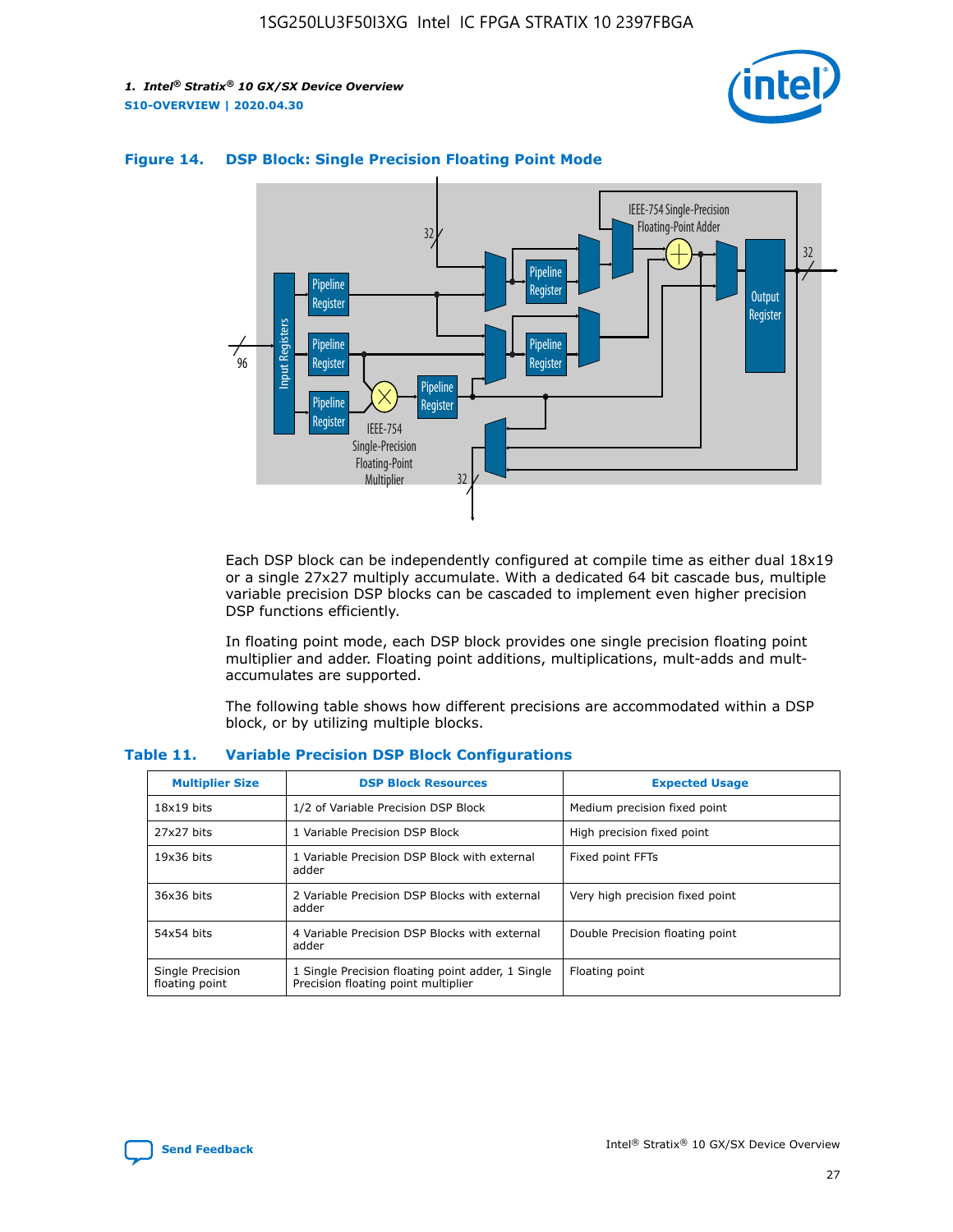**Figure 14. DSP Block: Single Precision Floating Point Mode**

Each DSP block can be independently configured at compile time as either dual 18x19 or a single 27x27 multiply accumulate. With a dedicated 64 bit cascade bus, multiple variable precision DSP blocks can be cascaded to implement even higher precision DSP functions efficiently.

In floating point mode, each DSP block provides one single precision floating point multiplier and adder. Floating point additions, multiplications, mult-adds and mult-accumulates are supported.

The following table shows how different precisions are accommodated within a DSP block, or by utilizing multiple blocks.

**Table 11. Variable Precision DSP Block Configurations**

| Multiplier Size | DSP Block Resources | Expected Usage |
|---|---|---|
| 18x19 bits | 1/2 of Variable Precision DSP Block | Medium precision fixed point |
| 27x27 bits | 1 Variable Precision DSP Block | High precision fixed point |
| 19x36 bits | 1 Variable Precision DSP Block with external adder | Fixed point FFTs |
| 36x36 bits | 2 Variable Precision DSP Blocks with external adder | Very high precision fixed point |
| 54x54 bits | 4 Variable Precision DSP Blocks with external adder | Double Precision floating point |
| Single Precision floating point | 1 Single Precision floating point adder, 1 Single Precision floating point multiplier | Floating point |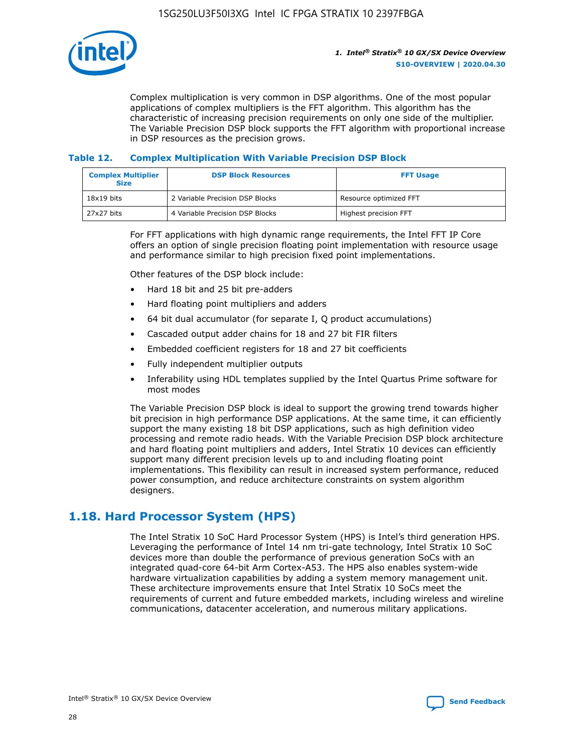Complex multiplication is very common in DSP algorithms. One of the most popular applications of complex multipliers is the FFT algorithm. This algorithm has the characteristic of increasing precision requirements on only one side of the multiplier. The Variable Precision DSP block supports the FFT algorithm with proportional increase in DSP resources as the precision grows.

### Table 12. Complex Multiplication With Variable Precision DSP Block

| Complex Multiplier Size | DSP Block Resources | FFT Usage |
|---|---|---|
| 18x19 bits | 2 Variable Precision DSP Blocks | Resource optimized FFT |
| 27x27 bits | 4 Variable Precision DSP Blocks | Highest precision FFT |

For FFT applications with high dynamic range requirements, the Intel FFT IP Core offers an option of single precision floating point implementation with resource usage and performance similar to high precision fixed point implementations.

Other features of the DSP block include:

- Hard 18 bit and 25 bit pre-adders
- Hard floating point multipliers and adders
- 64 bit dual accumulator (for separate I, Q product accumulations)
- Cascaded output adder chains for 18 and 27 bit FIR filters
- Embedded coefficient registers for 18 and 27 bit coefficients
- Fully independent multiplier outputs
- Inferability using HDL templates supplied by the Intel Quartus Prime software for most modes

The Variable Precision DSP block is ideal to support the growing trend towards higher bit precision in high performance DSP applications. At the same time, it can efficiently support the many existing 18 bit DSP applications, such as high definition video processing and remote radio heads. With the Variable Precision DSP block architecture and hard floating point multipliers and adders, Intel Stratix 10 devices can efficiently support many different precision levels up to and including floating point implementations. This flexibility can result in increased system performance, reduced power consumption, and reduce architecture constraints on system algorithm designers.

## 1.18. Hard Processor System (HPS)

The Intel Stratix 10 SoC Hard Processor System (HPS) is Intel's third generation HPS. Leveraging the performance of Intel 14 nm tri-gate technology, Intel Stratix 10 SoC devices more than double the performance of previous generation SoCs with an integrated quad-core 64-bit Arm Cortex-A53. The HPS also enables system-wide hardware virtualization capabilities by adding a system memory management unit. These architecture improvements ensure that Intel Stratix 10 SoCs meet the requirements of current and future embedded markets, including wireless and wireline communications, datacenter acceleration, and numerous military applications.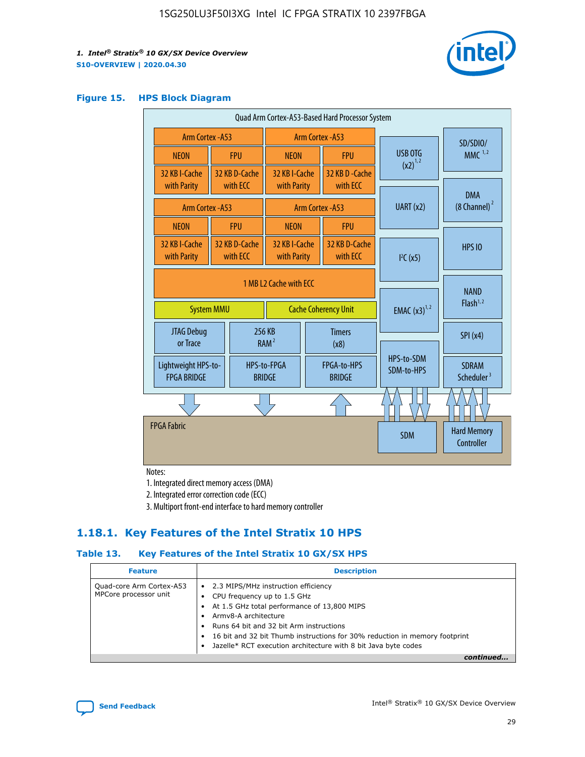### Figure 15. HPS Block Diagram

Quad Arm Cortex-A53-Based Hard Processor System

| Arm Cortex -A53 | | Arm Cortex -A53 | |
|---|---|---|---|
| NEON | FPU | NEON | FPU |
| 32 KB I-Cache with Parity | 32 KB D-Cache with ECC | 32 KB I-Cache with Parity | 32 KB D -Cache with ECC |
| Arm Cortex -A53 | | Arm Cortex -A53 | |
| NEON | FPU | NEON | FPU |
| 32 KB I-Cache with Parity | 32 KB D-Cache with ECC | 32 KB I-Cache with Parity | 32 KB D-Cache with ECC |

1 MB L2 Cache with ECC

System MMU | Cache Coherency Unit

JTAG Debug or Trace | 256 KB RAM [2] | Timers (x8)

Lightweight HPS-to-FPGA BRIDGE | HPS-to-FPGA BRIDGE | FPGA-to-HPS BRIDGE

USB OTG (x2) [1,2] | UART (x2) | I²C (x5) | EMAC (x3) [1,2] | HPS-to-SDM SDM-to-HPS

SD/SDIO/MMC [1,2] | DMA (8 Channel) [2] | HPS IO | NAND Flash [1,2] | SPI (x4) | SDRAM Scheduler [3]

FPGA Fabric | SDM | Hard Memory Controller

Notes:

1. Integrated direct memory access (DMA)
2. Integrated error correction code (ECC)
3. Multiport front-end interface to hard memory controller

## 1.18.1. Key Features of the Intel Stratix 10 HPS

### Table 13. Key Features of the Intel Stratix 10 GX/SX HPS

| Feature | Description |
|---|---|
| Quad-core Arm Cortex-A53 MPCore processor unit | • 2.3 MIPS/MHz instruction efficiency<br>• CPU frequency up to 1.5 GHz<br>• At 1.5 GHz total performance of 13,800 MIPS<br>• Armv8-A architecture<br>• Runs 64 bit and 32 bit Arm instructions<br>• 16 bit and 32 bit Thumb instructions for 30% reduction in memory footprint<br>• Jazelle* RCT execution architecture with 8 bit Java byte codes |

*continued...*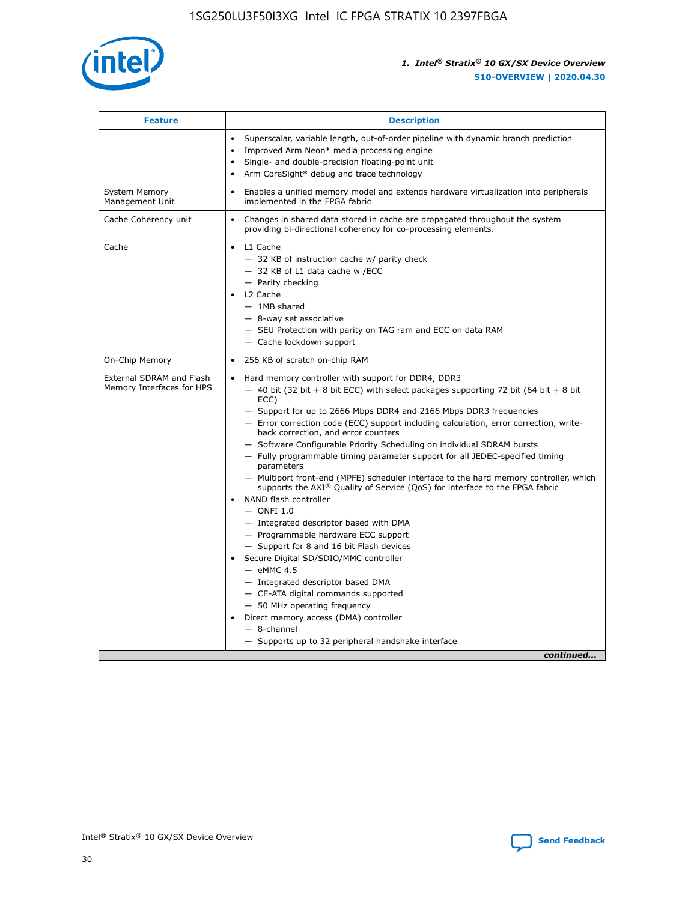| Feature | Description |
| --- | --- |
| | • Superscalar, variable length, out-of-order pipeline with dynamic branch prediction<br>• Improved Arm Neon* media processing engine<br>• Single- and double-precision floating-point unit<br>• Arm CoreSight* debug and trace technology |
| System Memory Management Unit | • Enables a unified memory model and extends hardware virtualization into peripherals implemented in the FPGA fabric |
| Cache Coherency unit | • Changes in shared data stored in cache are propagated throughout the system providing bi-directional coherency for co-processing elements. |
| Cache | • L1 Cache<br>— 32 KB of instruction cache w/ parity check<br>— 32 KB of L1 data cache w /ECC<br>— Parity checking<br>• L2 Cache<br>— 1MB shared<br>— 8-way set associative<br>— SEU Protection with parity on TAG ram and ECC on data RAM<br>— Cache lockdown support |
| On-Chip Memory | • 256 KB of scratch on-chip RAM |
| External SDRAM and Flash Memory Interfaces for HPS | • Hard memory controller with support for DDR4, DDR3<br>— 40 bit (32 bit + 8 bit ECC) with select packages supporting 72 bit (64 bit + 8 bit ECC)<br>— Support for up to 2666 Mbps DDR4 and 2166 Mbps DDR3 frequencies<br>— Error correction code (ECC) support including calculation, error correction, write-back correction, and error counters<br>— Software Configurable Priority Scheduling on individual SDRAM bursts<br>— Fully programmable timing parameter support for all JEDEC-specified timing parameters<br>— Multiport front-end (MPFE) scheduler interface to the hard memory controller, which supports the AXI® Quality of Service (QoS) for interface to the FPGA fabric<br>• NAND flash controller<br>— ONFI 1.0<br>— Integrated descriptor based with DMA<br>— Programmable hardware ECC support<br>— Support for 8 and 16 bit Flash devices<br>• Secure Digital SD/SDIO/MMC controller<br>— eMMC 4.5<br>— Integrated descriptor based DMA<br>— CE-ATA digital commands supported<br>— 50 MHz operating frequency<br>• Direct memory access (DMA) controller<br>— 8-channel<br>— Supports up to 32 peripheral handshake interface |

*continued...*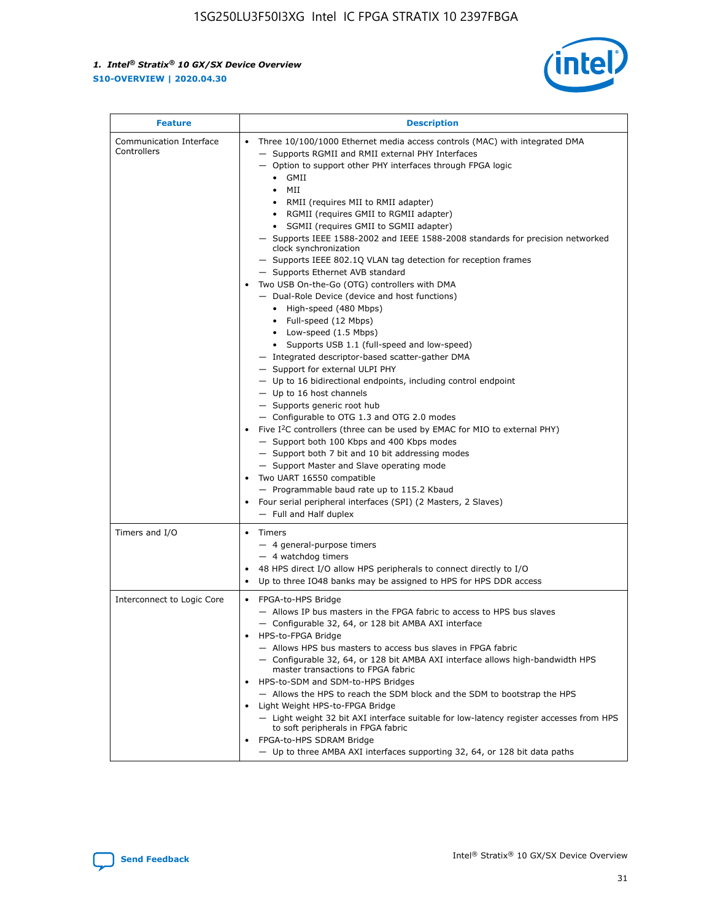| Feature | Description |
| --- | --- |
| Communication Interface Controllers | • Three 10/100/1000 Ethernet media access controls (MAC) with integrated DMA<br>— Supports RGMII and RMII external PHY Interfaces<br>— Option to support other PHY interfaces through FPGA logic<br>• GMII<br>• MII<br>• RMII (requires MII to RMII adapter)<br>• RGMII (requires GMII to RGMII adapter)<br>• SGMII (requires GMII to SGMII adapter)<br>— Supports IEEE 1588-2002 and IEEE 1588-2008 standards for precision networked clock synchronization<br>— Supports IEEE 802.1Q VLAN tag detection for reception frames<br>— Supports Ethernet AVB standard<br>• Two USB On-the-Go (OTG) controllers with DMA<br>— Dual-Role Device (device and host functions)<br>• High-speed (480 Mbps)<br>• Full-speed (12 Mbps)<br>• Low-speed (1.5 Mbps)<br>• Supports USB 1.1 (full-speed and low-speed)<br>— Integrated descriptor-based scatter-gather DMA<br>— Support for external ULPI PHY<br>— Up to 16 bidirectional endpoints, including control endpoint<br>— Up to 16 host channels<br>— Supports generic root hub<br>— Configurable to OTG 1.3 and OTG 2.0 modes<br>• Five I[2]C controllers (three can be used by EMAC for MIO to external PHY)<br>— Support both 100 Kbps and 400 Kbps modes<br>— Support both 7 bit and 10 bit addressing modes<br>— Support Master and Slave operating mode<br>• Two UART 16550 compatible<br>— Programmable baud rate up to 115.2 Kbaud<br>• Four serial peripheral interfaces (SPI) (2 Masters, 2 Slaves)<br>— Full and Half duplex |
| Timers and I/O | • Timers<br>— 4 general-purpose timers<br>— 4 watchdog timers<br>• 48 HPS direct I/O allow HPS peripherals to connect directly to I/O<br>• Up to three IO48 banks may be assigned to HPS for HPS DDR access |
| Interconnect to Logic Core | • FPGA-to-HPS Bridge<br>— Allows IP bus masters in the FPGA fabric to access to HPS bus slaves<br>— Configurable 32, 64, or 128 bit AMBA AXI interface<br>• HPS-to-FPGA Bridge<br>— Allows HPS bus masters to access bus slaves in FPGA fabric<br>— Configurable 32, 64, or 128 bit AMBA AXI interface allows high-bandwidth HPS master transactions to FPGA fabric<br>• HPS-to-SDM and SDM-to-HPS Bridges<br>— Allows the HPS to reach the SDM block and the SDM to bootstrap the HPS<br>• Light Weight HPS-to-FPGA Bridge<br>— Light weight 32 bit AXI interface suitable for low-latency register accesses from HPS to soft peripherals in FPGA fabric<br>• FPGA-to-HPS SDRAM Bridge<br>— Up to three AMBA AXI interfaces supporting 32, 64, or 128 bit data paths |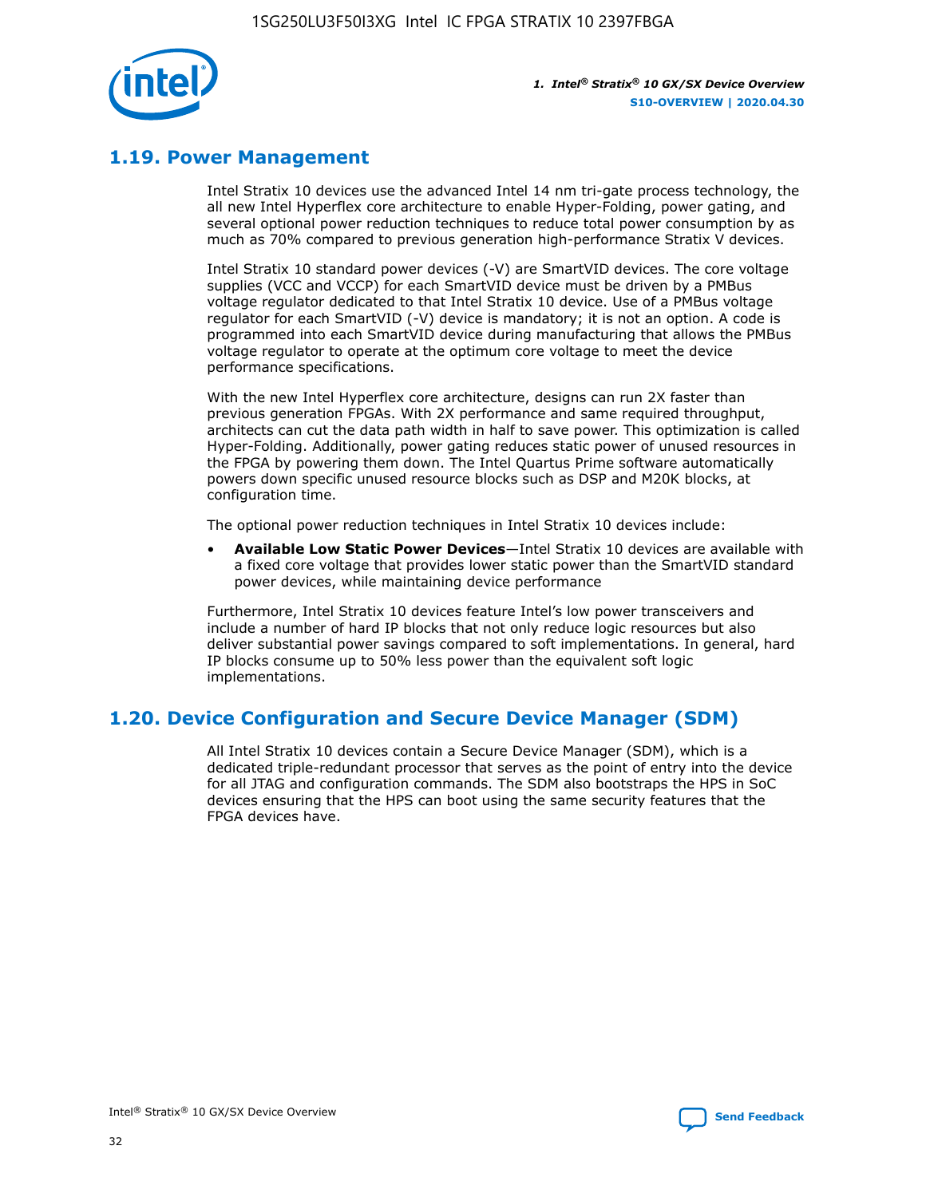## 1.19. Power Management

Intel Stratix 10 devices use the advanced Intel 14 nm tri-gate process technology, the all new Intel Hyperflex core architecture to enable Hyper-Folding, power gating, and several optional power reduction techniques to reduce total power consumption by as much as 70% compared to previous generation high-performance Stratix V devices.

Intel Stratix 10 standard power devices (-V) are SmartVID devices. The core voltage supplies (VCC and VCCP) for each SmartVID device must be driven by a PMBus voltage regulator dedicated to that Intel Stratix 10 device. Use of a PMBus voltage regulator for each SmartVID (-V) device is mandatory; it is not an option. A code is programmed into each SmartVID device during manufacturing that allows the PMBus voltage regulator to operate at the optimum core voltage to meet the device performance specifications.

With the new Intel Hyperflex core architecture, designs can run 2X faster than previous generation FPGAs. With 2X performance and same required throughput, architects can cut the data path width in half to save power. This optimization is called Hyper-Folding. Additionally, power gating reduces static power of unused resources in the FPGA by powering them down. The Intel Quartus Prime software automatically powers down specific unused resource blocks such as DSP and M20K blocks, at configuration time.

The optional power reduction techniques in Intel Stratix 10 devices include:

- **Available Low Static Power Devices**—Intel Stratix 10 devices are available with a fixed core voltage that provides lower static power than the SmartVID standard power devices, while maintaining device performance

Furthermore, Intel Stratix 10 devices feature Intel's low power transceivers and include a number of hard IP blocks that not only reduce logic resources but also deliver substantial power savings compared to soft implementations. In general, hard IP blocks consume up to 50% less power than the equivalent soft logic implementations.

## 1.20. Device Configuration and Secure Device Manager (SDM)

All Intel Stratix 10 devices contain a Secure Device Manager (SDM), which is a dedicated triple-redundant processor that serves as the point of entry into the device for all JTAG and configuration commands. The SDM also bootstraps the HPS in SoC devices ensuring that the HPS can boot using the same security features that the FPGA devices have.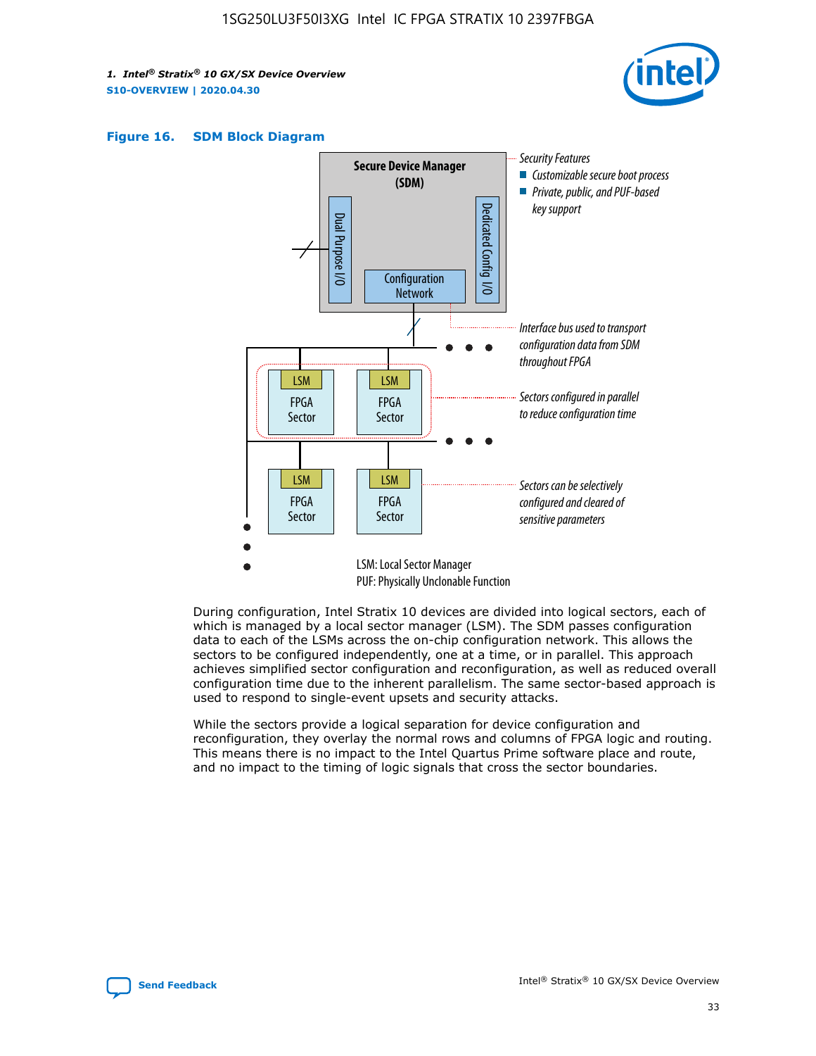**Figure 16. SDM Block Diagram**

Secure Device Manager (SDM)

Dual Purpose I/O

Dedicated Config I/O

Configuration Network

Security Features
- Customizable secure boot process
- Private, public, and PUF-based key support

Interface bus used to transport configuration data from SDM throughout FPGA

Sectors configured in parallel to reduce configuration time

Sectors can be selectively configured and cleared of sensitive parameters

LSM: Local Sector Manager
PUF: Physically Unclonable Function

During configuration, Intel Stratix 10 devices are divided into logical sectors, each of which is managed by a local sector manager (LSM). The SDM passes configuration data to each of the LSMs across the on-chip configuration network. This allows the sectors to be configured independently, one at a time, or in parallel. This approach achieves simplified sector configuration and reconfiguration, as well as reduced overall configuration time due to the inherent parallelism. The same sector-based approach is used to respond to single-event upsets and security attacks.

While the sectors provide a logical separation for device configuration and reconfiguration, they overlay the normal rows and columns of FPGA logic and routing. This means there is no impact to the Intel Quartus Prime software place and route, and no impact to the timing of logic signals that cross the sector boundaries.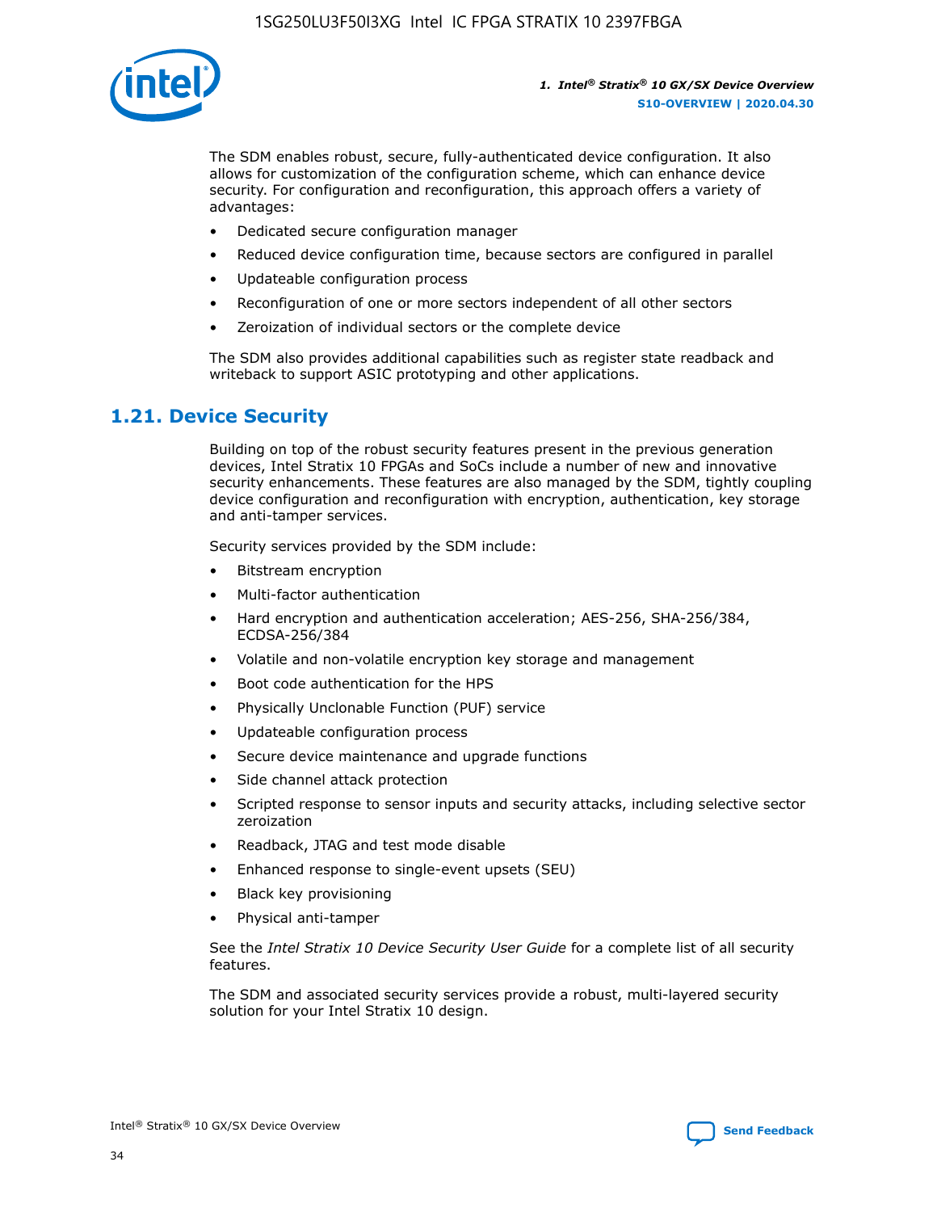The SDM enables robust, secure, fully-authenticated device configuration. It also allows for customization of the configuration scheme, which can enhance device security. For configuration and reconfiguration, this approach offers a variety of advantages:

- Dedicated secure configuration manager
- Reduced device configuration time, because sectors are configured in parallel
- Updateable configuration process
- Reconfiguration of one or more sectors independent of all other sectors
- Zeroization of individual sectors or the complete device

The SDM also provides additional capabilities such as register state readback and writeback to support ASIC prototyping and other applications.

## 1.21. Device Security

Building on top of the robust security features present in the previous generation devices, Intel Stratix 10 FPGAs and SoCs include a number of new and innovative security enhancements. These features are also managed by the SDM, tightly coupling device configuration and reconfiguration with encryption, authentication, key storage and anti-tamper services.

Security services provided by the SDM include:

- Bitstream encryption
- Multi-factor authentication
- Hard encryption and authentication acceleration; AES-256, SHA-256/384, ECDSA-256/384
- Volatile and non-volatile encryption key storage and management
- Boot code authentication for the HPS
- Physically Unclonable Function (PUF) service
- Updateable configuration process
- Secure device maintenance and upgrade functions
- Side channel attack protection
- Scripted response to sensor inputs and security attacks, including selective sector zeroization
- Readback, JTAG and test mode disable
- Enhanced response to single-event upsets (SEU)
- Black key provisioning
- Physical anti-tamper

See the *Intel Stratix 10 Device Security User Guide* for a complete list of all security features.

The SDM and associated security services provide a robust, multi-layered security solution for your Intel Stratix 10 design.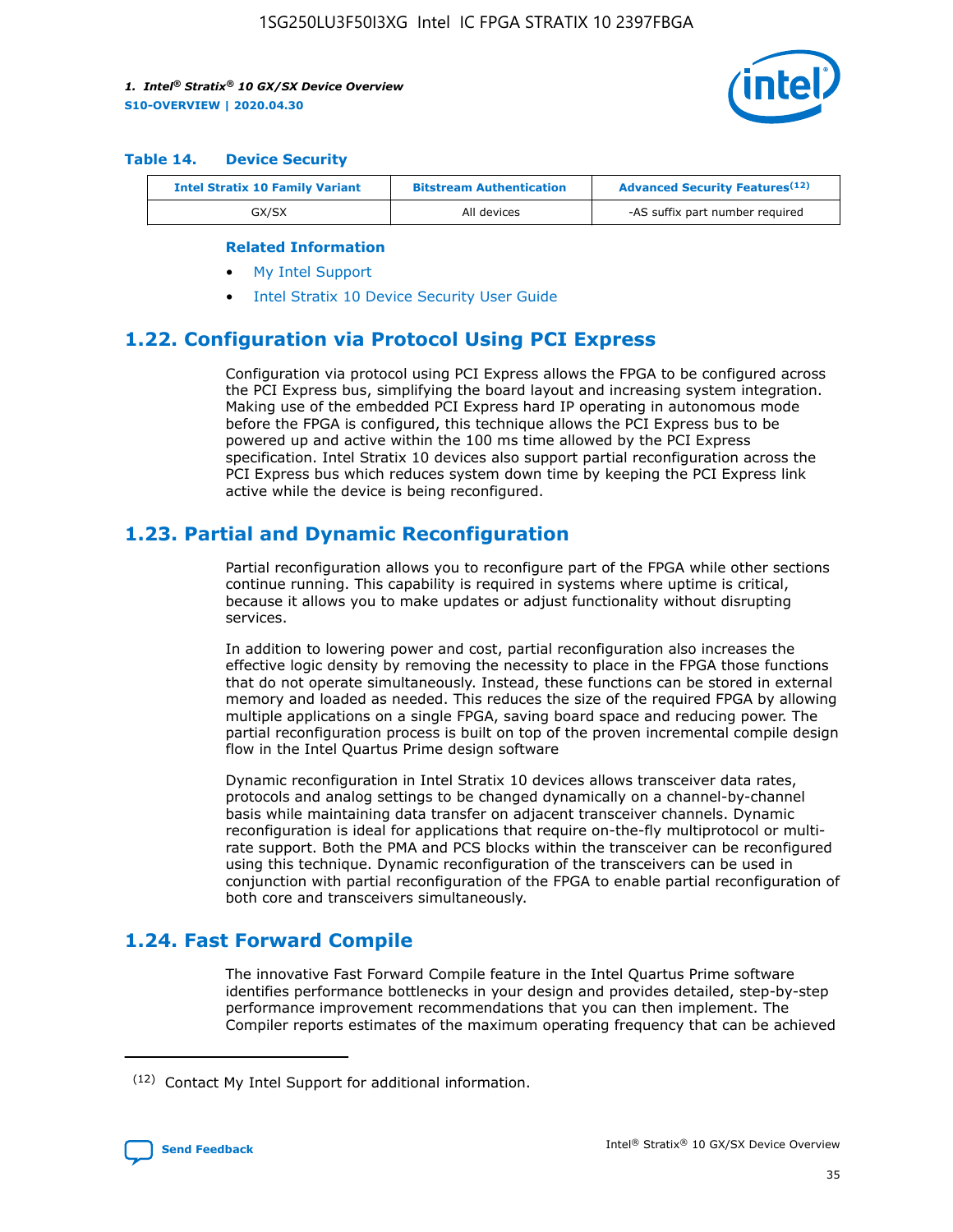**Table 14. Device Security**

| Intel Stratix 10 Family Variant | Bitstream Authentication | Advanced Security Features[12] |
|---|---|---|
| GX/SX | All devices | -AS suffix part number required |

**Related Information**

- My Intel Support
- Intel Stratix 10 Device Security User Guide

## 1.22. Configuration via Protocol Using PCI Express

Configuration via protocol using PCI Express allows the FPGA to be configured across the PCI Express bus, simplifying the board layout and increasing system integration. Making use of the embedded PCI Express hard IP operating in autonomous mode before the FPGA is configured, this technique allows the PCI Express bus to be powered up and active within the 100 ms time allowed by the PCI Express specification. Intel Stratix 10 devices also support partial reconfiguration across the PCI Express bus which reduces system down time by keeping the PCI Express link active while the device is being reconfigured.

## 1.23. Partial and Dynamic Reconfiguration

Partial reconfiguration allows you to reconfigure part of the FPGA while other sections continue running. This capability is required in systems where uptime is critical, because it allows you to make updates or adjust functionality without disrupting services.

In addition to lowering power and cost, partial reconfiguration also increases the effective logic density by removing the necessity to place in the FPGA those functions that do not operate simultaneously. Instead, these functions can be stored in external memory and loaded as needed. This reduces the size of the required FPGA by allowing multiple applications on a single FPGA, saving board space and reducing power. The partial reconfiguration process is built on top of the proven incremental compile design flow in the Intel Quartus Prime design software

Dynamic reconfiguration in Intel Stratix 10 devices allows transceiver data rates, protocols and analog settings to be changed dynamically on a channel-by-channel basis while maintaining data transfer on adjacent transceiver channels. Dynamic reconfiguration is ideal for applications that require on-the-fly multiprotocol or multi-rate support. Both the PMA and PCS blocks within the transceiver can be reconfigured using this technique. Dynamic reconfiguration of the transceivers can be used in conjunction with partial reconfiguration of the FPGA to enable partial reconfiguration of both core and transceivers simultaneously.

## 1.24. Fast Forward Compile

The innovative Fast Forward Compile feature in the Intel Quartus Prime software identifies performance bottlenecks in your design and provides detailed, step-by-step performance improvement recommendations that you can then implement. The Compiler reports estimates of the maximum operating frequency that can be achieved

[12] Contact My Intel Support for additional information.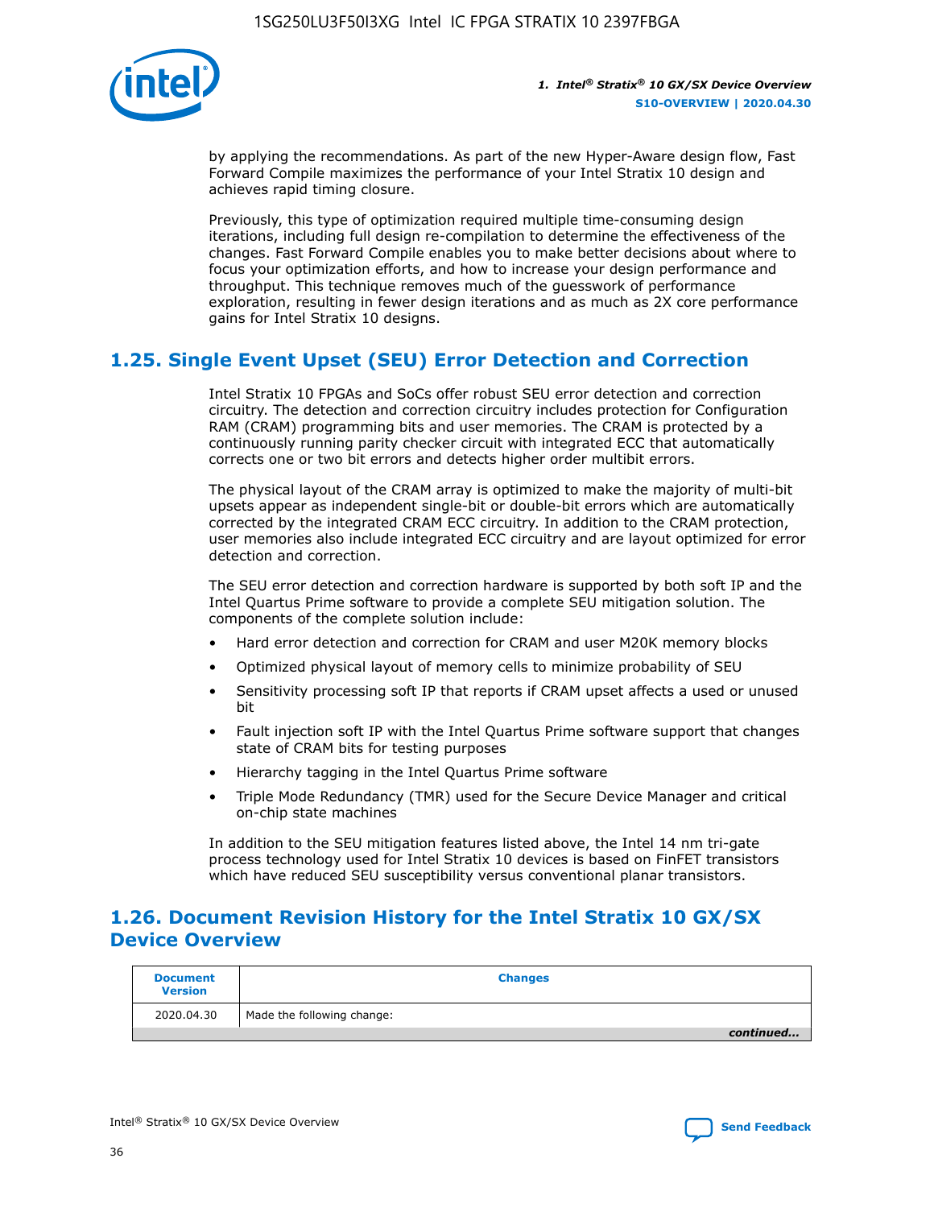by applying the recommendations. As part of the new Hyper-Aware design flow, Fast Forward Compile maximizes the performance of your Intel Stratix 10 design and achieves rapid timing closure.

Previously, this type of optimization required multiple time-consuming design iterations, including full design re-compilation to determine the effectiveness of the changes. Fast Forward Compile enables you to make better decisions about where to focus your optimization efforts, and how to increase your design performance and throughput. This technique removes much of the guesswork of performance exploration, resulting in fewer design iterations and as much as 2X core performance gains for Intel Stratix 10 designs.

## 1.25. Single Event Upset (SEU) Error Detection and Correction

Intel Stratix 10 FPGAs and SoCs offer robust SEU error detection and correction circuitry. The detection and correction circuitry includes protection for Configuration RAM (CRAM) programming bits and user memories. The CRAM is protected by a continuously running parity checker circuit with integrated ECC that automatically corrects one or two bit errors and detects higher order multibit errors.

The physical layout of the CRAM array is optimized to make the majority of multi-bit upsets appear as independent single-bit or double-bit errors which are automatically corrected by the integrated CRAM ECC circuitry. In addition to the CRAM protection, user memories also include integrated ECC circuitry and are layout optimized for error detection and correction.

The SEU error detection and correction hardware is supported by both soft IP and the Intel Quartus Prime software to provide a complete SEU mitigation solution. The components of the complete solution include:

- Hard error detection and correction for CRAM and user M20K memory blocks
- Optimized physical layout of memory cells to minimize probability of SEU
- Sensitivity processing soft IP that reports if CRAM upset affects a used or unused bit
- Fault injection soft IP with the Intel Quartus Prime software support that changes state of CRAM bits for testing purposes
- Hierarchy tagging in the Intel Quartus Prime software
- Triple Mode Redundancy (TMR) used for the Secure Device Manager and critical on-chip state machines

In addition to the SEU mitigation features listed above, the Intel 14 nm tri-gate process technology used for Intel Stratix 10 devices is based on FinFET transistors which have reduced SEU susceptibility versus conventional planar transistors.

## 1.26. Document Revision History for the Intel Stratix 10 GX/SX Device Overview

| Document Version | Changes |
|---|---|
| 2020.04.30 | Made the following change: |

*continued...*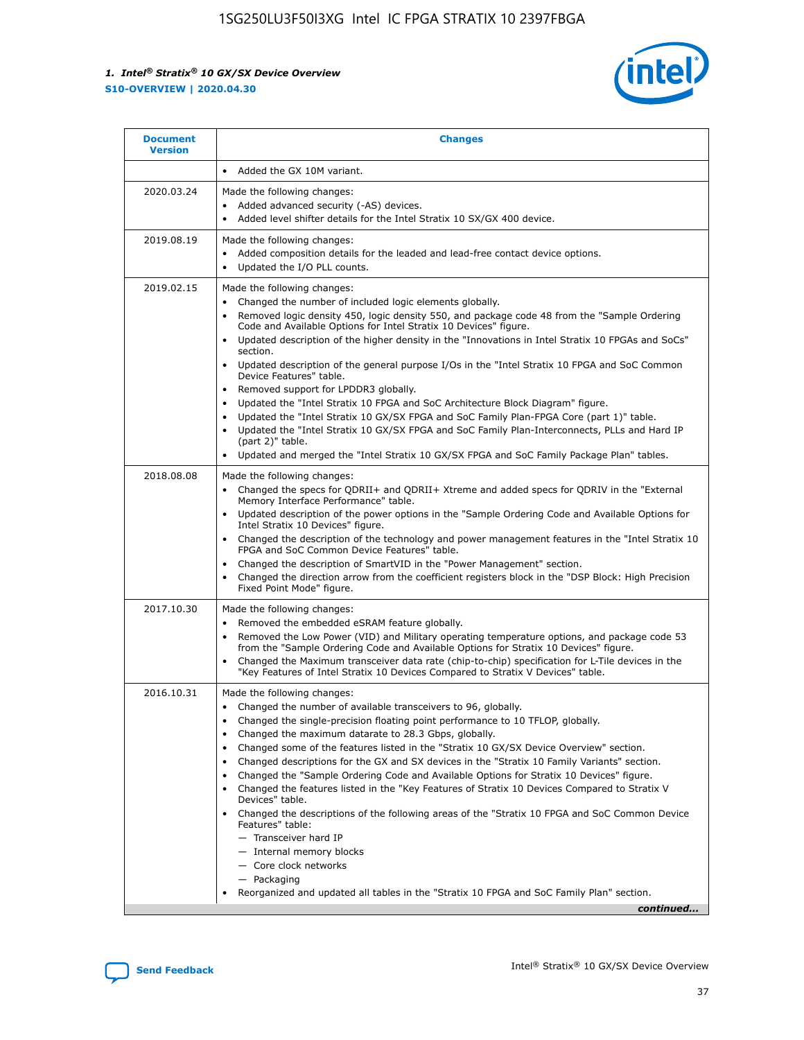| Document Version | Changes |
| --- | --- |
| | • Added the GX 10M variant. |
| 2020.03.24 | Made the following changes:<br>• Added advanced security (-AS) devices.<br>• Added level shifter details for the Intel Stratix 10 SX/GX 400 device. |
| 2019.08.19 | Made the following changes:<br>• Added composition details for the leaded and lead-free contact device options.<br>• Updated the I/O PLL counts. |
| 2019.02.15 | Made the following changes:<br>• Changed the number of included logic elements globally.<br>• Removed logic density 450, logic density 550, and package code 48 from the "Sample Ordering Code and Available Options for Intel Stratix 10 Devices" figure.<br>• Updated description of the higher density in the "Innovations in Intel Stratix 10 FPGAs and SoCs" section.<br>• Updated description of the general purpose I/Os in the "Intel Stratix 10 FPGA and SoC Common Device Features" table.<br>• Removed support for LPDDR3 globally.<br>• Updated the "Intel Stratix 10 FPGA and SoC Architecture Block Diagram" figure.<br>• Updated the "Intel Stratix 10 GX/SX FPGA and SoC Family Plan-FPGA Core (part 1)" table.<br>• Updated the "Intel Stratix 10 GX/SX FPGA and SoC Family Plan-Interconnects, PLLs and Hard IP (part 2)" table.<br>• Updated and merged the "Intel Stratix 10 GX/SX FPGA and SoC Family Package Plan" tables. |
| 2018.08.08 | Made the following changes:<br>• Changed the specs for QDRII+ and QDRII+ Xtreme and added specs for QDRIV in the "External Memory Interface Performance" table.<br>• Updated description of the power options in the "Sample Ordering Code and Available Options for Intel Stratix 10 Devices" figure.<br>• Changed the description of the technology and power management features in the "Intel Stratix 10 FPGA and SoC Common Device Features" table.<br>• Changed the description of SmartVID in the "Power Management" section.<br>• Changed the direction arrow from the coefficient registers block in the "DSP Block: High Precision Fixed Point Mode" figure. |
| 2017.10.30 | Made the following changes:<br>• Removed the embedded eSRAM feature globally.<br>• Removed the Low Power (VID) and Military operating temperature options, and package code 53 from the "Sample Ordering Code and Available Options for Intel Stratix 10 Devices" figure.<br>• Changed the Maximum transceiver data rate (chip-to-chip) specification for L-Tile devices in the "Key Features of Intel Stratix 10 Devices Compared to Stratix V Devices" table. |
| 2016.10.31 | Made the following changes:<br>• Changed the number of available transceivers to 96, globally.<br>• Changed the single-precision floating point performance to 10 TFLOP, globally.<br>• Changed the maximum datarate to 28.3 Gbps, globally.<br>• Changed some of the features listed in the "Stratix 10 GX/SX Device Overview" section.<br>• Changed descriptions for the GX and SX devices in the "Stratix 10 Family Variants" section.<br>• Changed the "Sample Ordering Code and Available Options for Stratix 10 Devices" figure.<br>• Changed the features listed in the "Key Features of Stratix 10 Devices Compared to Stratix V Devices" table.<br>• Changed the descriptions of the following areas of the "Stratix 10 FPGA and SoC Common Device Features" table:<br>— Transceiver hard IP<br>— Internal memory blocks<br>— Core clock networks<br>— Packaging<br>• Reorganized and updated all tables in the "Stratix 10 FPGA and SoC Family Plan" section. |

*continued...*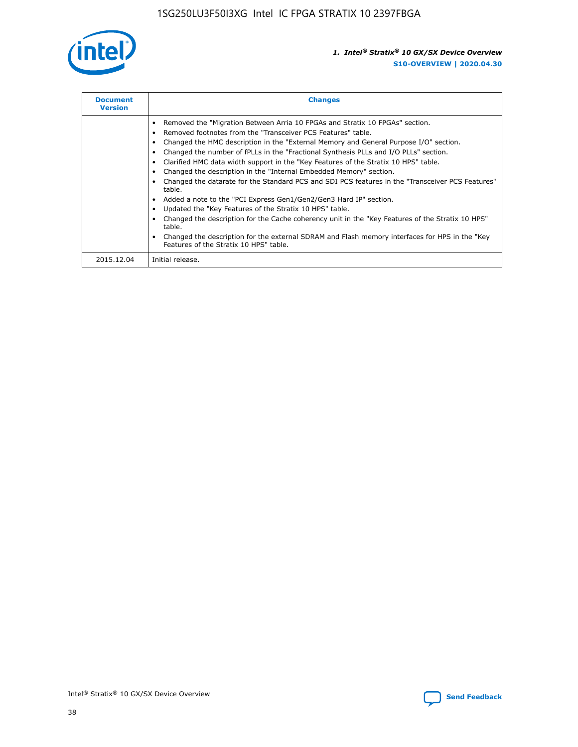| Document Version | Changes |
| --- | --- |
|  | • Removed the "Migration Between Arria 10 FPGAs and Stratix 10 FPGAs" section.<br>• Removed footnotes from the "Transceiver PCS Features" table.<br>• Changed the HMC description in the "External Memory and General Purpose I/O" section.<br>• Changed the number of fPLLs in the "Fractional Synthesis PLLs and I/O PLLs" section.<br>• Clarified HMC data width support in the "Key Features of the Stratix 10 HPS" table.<br>• Changed the description in the "Internal Embedded Memory" section.<br>• Changed the datarate for the Standard PCS and SDI PCS features in the "Transceiver PCS Features" table.<br>• Added a note to the "PCI Express Gen1/Gen2/Gen3 Hard IP" section.<br>• Updated the "Key Features of the Stratix 10 HPS" table.<br>• Changed the description for the Cache coherency unit in the "Key Features of the Stratix 10 HPS" table.<br>• Changed the description for the external SDRAM and Flash memory interfaces for HPS in the "Key Features of the Stratix 10 HPS" table. |
| 2015.12.04 | Initial release. |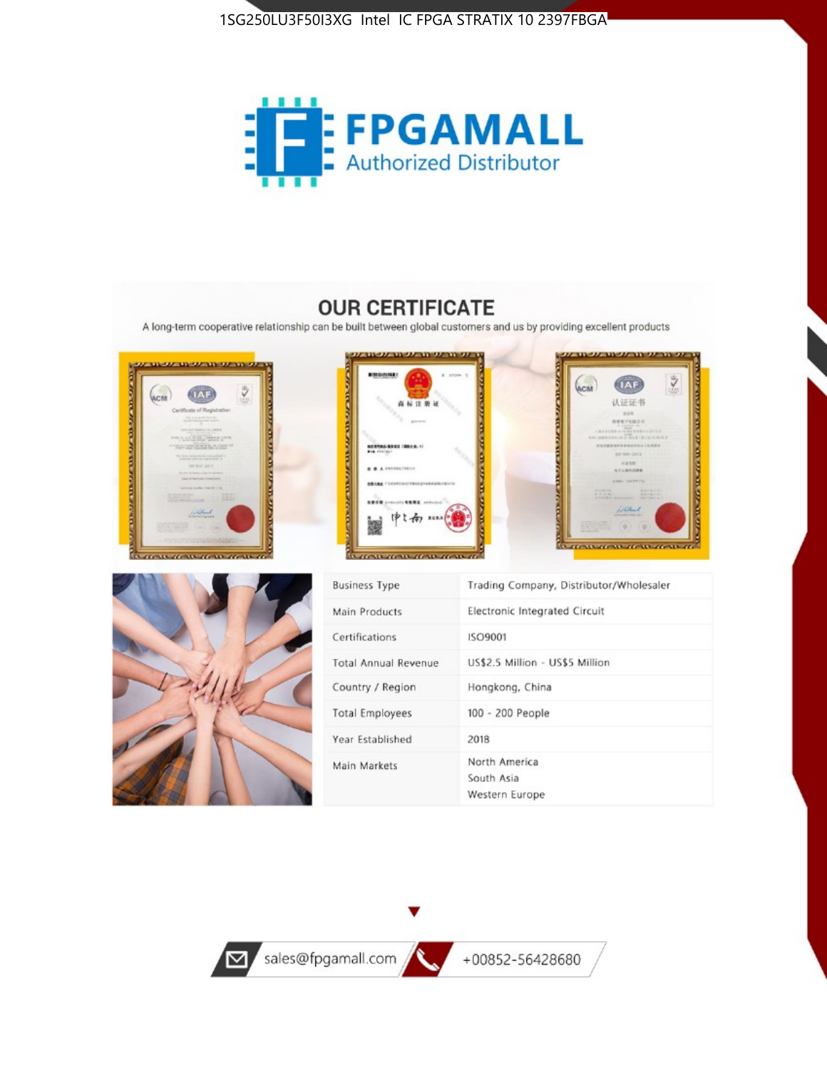FPGAMALL
Authorized Distributor

## OUR CERTIFICATE

A long-term cooperative relationship can be built between global customers and us by providing excellent products

| | |
|---|---|
| Business Type | Trading Company, Distributor/Wholesaler |
| Main Products | Electronic Integrated Circuit |
| Certifications | ISO9001 |
| Total Annual Revenue | US$2.5 Million - US$5 Million |
| Country / Region | Hongkong, China |
| Total Employees | 100 - 200 People |
| Year Established | 2018 |
| Main Markets | North America<br>South Asia<br>Western Europe |

sales@fpgamall.com

+00852-56428680